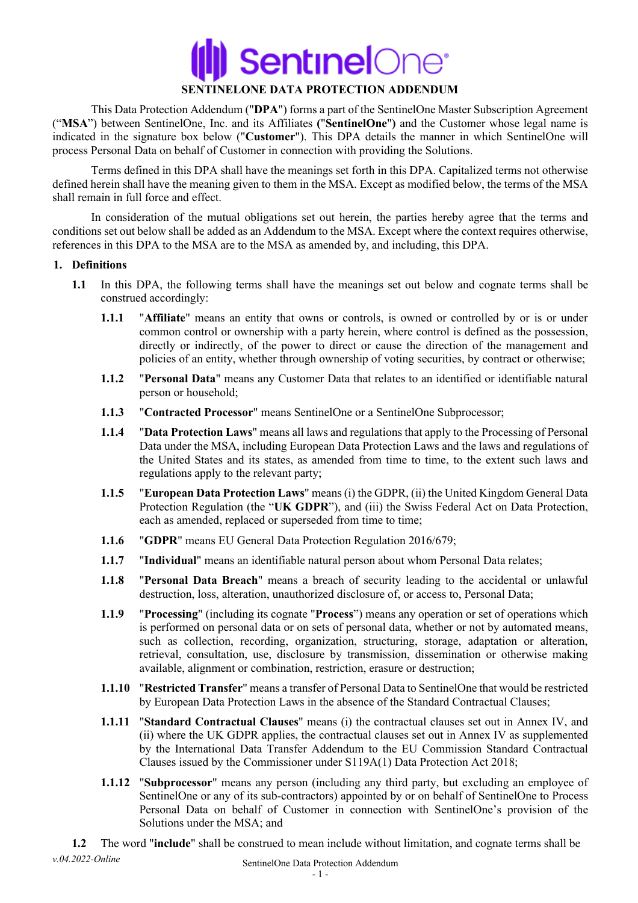# SENTINELONE DATA PROTECTION ADDENDUM

This Data Protection Addendum ("**DPA**") forms a part of the SentinelOne Master Subscription Agreement ("**MSA**") between SentinelOne, Inc. and its Affiliates (**"SentinelOne")** and the Customer whose legal name is indicated in the signature box below ("**Customer**"). This DPA details the manner in which SentinelOne will process Personal Data on behalf of Customer in connection with providing the Solutions.

Terms defined in this DPA shall have the meanings set forth in this DPA. Capitalized terms not otherwise defined herein shall have the meaning given to them in the MSA. Except as modified below, the terms of the MSA shall remain in full force and effect.

In consideration of the mutual obligations set out herein, the parties hereby agree that the terms and conditions set out below shall be added as an Addendum to the MSA. Except where the context requires otherwise, references in this DPA to the MSA are to the MSA as amended by, and including, this DPA.

## 1. Definitions

**1.1** In this DPA, the following terms shall have the meanings set out below and cognate terms shall be construed accordingly:

**1.1.1** "**Affiliate**" means an entity that owns or controls, is owned or controlled by or is or under common control or ownership with a party herein, where control is defined as the possession, directly or indirectly, of the power to direct or cause the direction of the management and policies of an entity, whether through ownership of voting securities, by contract or otherwise;

**1.1.2** "**Personal Data**" means any Customer Data that relates to an identified or identifiable natural person or household;

**1.1.3** "**Contracted Processor**" means SentinelOne or a SentinelOne Subprocessor;

**1.1.4** "**Data Protection Laws**" means all laws and regulations that apply to the Processing of Personal Data under the MSA, including European Data Protection Laws and the laws and regulations of the United States and its states, as amended from time to time, to the extent such laws and regulations apply to the relevant party;

**1.1.5** "**European Data Protection Laws**" means (i) the GDPR, (ii) the United Kingdom General Data Protection Regulation (the "**UK GDPR**"), and (iii) the Swiss Federal Act on Data Protection, each as amended, replaced or superseded from time to time;

**1.1.6** "**GDPR**" means EU General Data Protection Regulation 2016/679;

**1.1.7** "**Individual**" means an identifiable natural person about whom Personal Data relates;

**1.1.8** "**Personal Data Breach**" means a breach of security leading to the accidental or unlawful destruction, loss, alteration, unauthorized disclosure of, or access to, Personal Data;

**1.1.9** "**Processing**" (including its cognate "**Process**") means any operation or set of operations which is performed on personal data or on sets of personal data, whether or not by automated means, such as collection, recording, organization, structuring, storage, adaptation or alteration, retrieval, consultation, use, disclosure by transmission, dissemination or otherwise making available, alignment or combination, restriction, erasure or destruction;

**1.1.10** "**Restricted Transfer**" means a transfer of Personal Data to SentinelOne that would be restricted by European Data Protection Laws in the absence of the Standard Contractual Clauses;

**1.1.11** "**Standard Contractual Clauses**" means (i) the contractual clauses set out in Annex IV, and (ii) where the UK GDPR applies, the contractual clauses set out in Annex IV as supplemented by the International Data Transfer Addendum to the EU Commission Standard Contractual Clauses issued by the Commissioner under S119A(1) Data Protection Act 2018;

**1.1.12** "**Subprocessor**" means any person (including any third party, but excluding an employee of SentinelOne or any of its sub-contractors) appointed by or on behalf of SentinelOne to Process Personal Data on behalf of Customer in connection with SentinelOne's provision of the Solutions under the MSA; and

**1.2** The word "**include**" shall be construed to mean include without limitation, and cognate terms shall be

*v.04.2022-Online*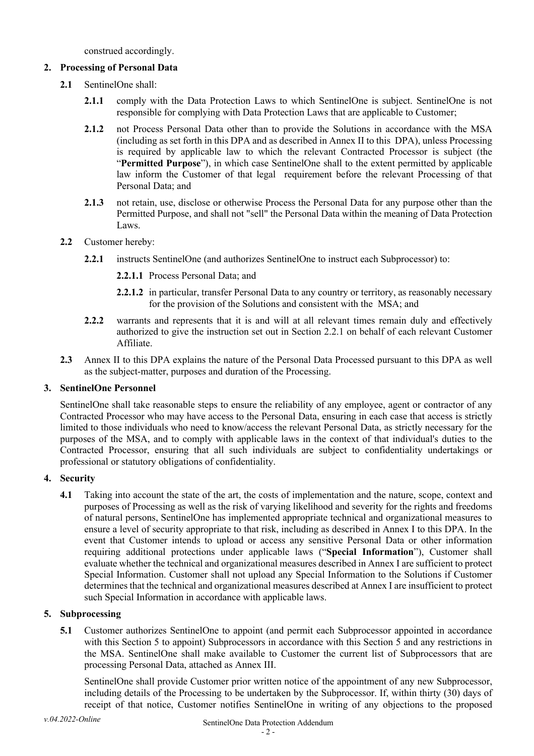construed accordingly.

## 2. Processing of Personal Data

**2.1** SentinelOne shall:

**2.1.1** comply with the Data Protection Laws to which SentinelOne is subject. SentinelOne is not responsible for complying with Data Protection Laws that are applicable to Customer;

**2.1.2** not Process Personal Data other than to provide the Solutions in accordance with the MSA (including as set forth in this DPA and as described in Annex II to this DPA), unless Processing is required by applicable law to which the relevant Contracted Processor is subject (the "**Permitted Purpose**"), in which case SentinelOne shall to the extent permitted by applicable law inform the Customer of that legal requirement before the relevant Processing of that Personal Data; and

**2.1.3** not retain, use, disclose or otherwise Process the Personal Data for any purpose other than the Permitted Purpose, and shall not "sell" the Personal Data within the meaning of Data Protection Laws.

**2.2** Customer hereby:

**2.2.1** instructs SentinelOne (and authorizes SentinelOne to instruct each Subprocessor) to:

**2.2.1.1** Process Personal Data; and

**2.2.1.2** in particular, transfer Personal Data to any country or territory, as reasonably necessary for the provision of the Solutions and consistent with the MSA; and

**2.2.2** warrants and represents that it is and will at all relevant times remain duly and effectively authorized to give the instruction set out in Section 2.2.1 on behalf of each relevant Customer Affiliate.

**2.3** Annex II to this DPA explains the nature of the Personal Data Processed pursuant to this DPA as well as the subject-matter, purposes and duration of the Processing.

## 3. SentinelOne Personnel

SentinelOne shall take reasonable steps to ensure the reliability of any employee, agent or contractor of any Contracted Processor who may have access to the Personal Data, ensuring in each case that access is strictly limited to those individuals who need to know/access the relevant Personal Data, as strictly necessary for the purposes of the MSA, and to comply with applicable laws in the context of that individual's duties to the Contracted Processor, ensuring that all such individuals are subject to confidentiality undertakings or professional or statutory obligations of confidentiality.

## 4. Security

**4.1** Taking into account the state of the art, the costs of implementation and the nature, scope, context and purposes of Processing as well as the risk of varying likelihood and severity for the rights and freedoms of natural persons, SentinelOne has implemented appropriate technical and organizational measures to ensure a level of security appropriate to that risk, including as described in Annex I to this DPA. In the event that Customer intends to upload or access any sensitive Personal Data or other information requiring additional protections under applicable laws ("**Special Information**"), Customer shall evaluate whether the technical and organizational measures described in Annex I are sufficient to protect Special Information. Customer shall not upload any Special Information to the Solutions if Customer determines that the technical and organizational measures described at Annex I are insufficient to protect such Special Information in accordance with applicable laws.

## 5. Subprocessing

**5.1** Customer authorizes SentinelOne to appoint (and permit each Subprocessor appointed in accordance with this Section 5 to appoint) Subprocessors in accordance with this Section 5 and any restrictions in the MSA. SentinelOne shall make available to Customer the current list of Subprocessors that are processing Personal Data, attached as Annex III.

SentinelOne shall provide Customer prior written notice of the appointment of any new Subprocessor, including details of the Processing to be undertaken by the Subprocessor. If, within thirty (30) days of receipt of that notice, Customer notifies SentinelOne in writing of any objections to the proposed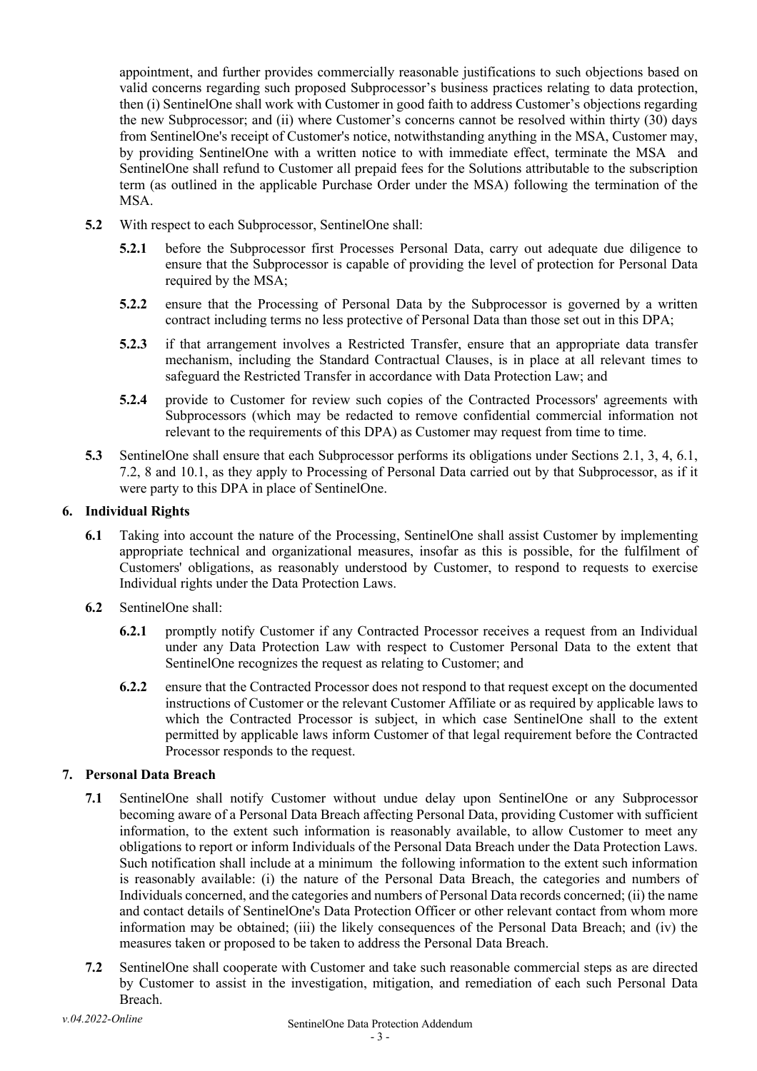appointment, and further provides commercially reasonable justifications to such objections based on valid concerns regarding such proposed Subprocessor's business practices relating to data protection, then (i) SentinelOne shall work with Customer in good faith to address Customer's objections regarding the new Subprocessor; and (ii) where Customer's concerns cannot be resolved within thirty (30) days from SentinelOne's receipt of Customer's notice, notwithstanding anything in the MSA, Customer may, by providing SentinelOne with a written notice to with immediate effect, terminate the MSA and SentinelOne shall refund to Customer all prepaid fees for the Solutions attributable to the subscription term (as outlined in the applicable Purchase Order under the MSA) following the termination of the MSA.

**5.2** With respect to each Subprocessor, SentinelOne shall:

**5.2.1** before the Subprocessor first Processes Personal Data, carry out adequate due diligence to ensure that the Subprocessor is capable of providing the level of protection for Personal Data required by the MSA;

**5.2.2** ensure that the Processing of Personal Data by the Subprocessor is governed by a written contract including terms no less protective of Personal Data than those set out in this DPA;

**5.2.3** if that arrangement involves a Restricted Transfer, ensure that an appropriate data transfer mechanism, including the Standard Contractual Clauses, is in place at all relevant times to safeguard the Restricted Transfer in accordance with Data Protection Law; and

**5.2.4** provide to Customer for review such copies of the Contracted Processors' agreements with Subprocessors (which may be redacted to remove confidential commercial information not relevant to the requirements of this DPA) as Customer may request from time to time.

**5.3** SentinelOne shall ensure that each Subprocessor performs its obligations under Sections 2.1, 3, 4, 6.1, 7.2, 8 and 10.1, as they apply to Processing of Personal Data carried out by that Subprocessor, as if it were party to this DPA in place of SentinelOne.

## 6. Individual Rights

**6.1** Taking into account the nature of the Processing, SentinelOne shall assist Customer by implementing appropriate technical and organizational measures, insofar as this is possible, for the fulfilment of Customers' obligations, as reasonably understood by Customer, to respond to requests to exercise Individual rights under the Data Protection Laws.

**6.2** SentinelOne shall:

**6.2.1** promptly notify Customer if any Contracted Processor receives a request from an Individual under any Data Protection Law with respect to Customer Personal Data to the extent that SentinelOne recognizes the request as relating to Customer; and

**6.2.2** ensure that the Contracted Processor does not respond to that request except on the documented instructions of Customer or the relevant Customer Affiliate or as required by applicable laws to which the Contracted Processor is subject, in which case SentinelOne shall to the extent permitted by applicable laws inform Customer of that legal requirement before the Contracted Processor responds to the request.

## 7. Personal Data Breach

**7.1** SentinelOne shall notify Customer without undue delay upon SentinelOne or any Subprocessor becoming aware of a Personal Data Breach affecting Personal Data, providing Customer with sufficient information, to the extent such information is reasonably available, to allow Customer to meet any obligations to report or inform Individuals of the Personal Data Breach under the Data Protection Laws. Such notification shall include at a minimum the following information to the extent such information is reasonably available: (i) the nature of the Personal Data Breach, the categories and numbers of Individuals concerned, and the categories and numbers of Personal Data records concerned; (ii) the name and contact details of SentinelOne's Data Protection Officer or other relevant contact from whom more information may be obtained; (iii) the likely consequences of the Personal Data Breach; and (iv) the measures taken or proposed to be taken to address the Personal Data Breach.

**7.2** SentinelOne shall cooperate with Customer and take such reasonable commercial steps as are directed by Customer to assist in the investigation, mitigation, and remediation of each such Personal Data Breach.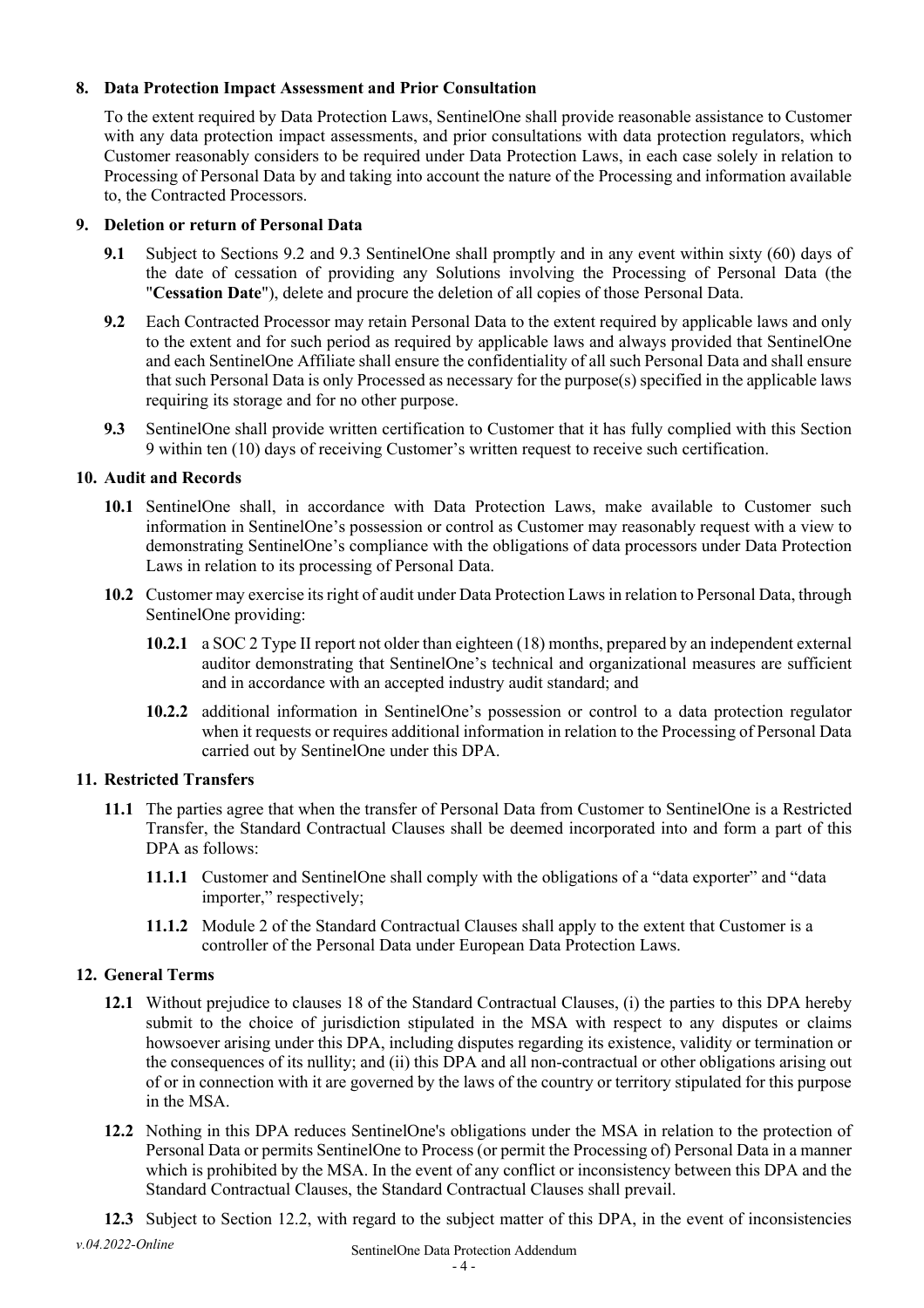## 8. Data Protection Impact Assessment and Prior Consultation

To the extent required by Data Protection Laws, SentinelOne shall provide reasonable assistance to Customer with any data protection impact assessments, and prior consultations with data protection regulators, which Customer reasonably considers to be required under Data Protection Laws, in each case solely in relation to Processing of Personal Data by and taking into account the nature of the Processing and information available to, the Contracted Processors.

## 9. Deletion or return of Personal Data

**9.1** Subject to Sections 9.2 and 9.3 SentinelOne shall promptly and in any event within sixty (60) days of the date of cessation of providing any Solutions involving the Processing of Personal Data (the "**Cessation Date**"), delete and procure the deletion of all copies of those Personal Data.

**9.2** Each Contracted Processor may retain Personal Data to the extent required by applicable laws and only to the extent and for such period as required by applicable laws and always provided that SentinelOne and each SentinelOne Affiliate shall ensure the confidentiality of all such Personal Data and shall ensure that such Personal Data is only Processed as necessary for the purpose(s) specified in the applicable laws requiring its storage and for no other purpose.

**9.3** SentinelOne shall provide written certification to Customer that it has fully complied with this Section 9 within ten (10) days of receiving Customer's written request to receive such certification.

## 10. Audit and Records

**10.1** SentinelOne shall, in accordance with Data Protection Laws, make available to Customer such information in SentinelOne's possession or control as Customer may reasonably request with a view to demonstrating SentinelOne's compliance with the obligations of data processors under Data Protection Laws in relation to its processing of Personal Data.

**10.2** Customer may exercise its right of audit under Data Protection Laws in relation to Personal Data, through SentinelOne providing:

**10.2.1** a SOC 2 Type II report not older than eighteen (18) months, prepared by an independent external auditor demonstrating that SentinelOne's technical and organizational measures are sufficient and in accordance with an accepted industry audit standard; and

**10.2.2** additional information in SentinelOne's possession or control to a data protection regulator when it requests or requires additional information in relation to the Processing of Personal Data carried out by SentinelOne under this DPA.

## 11. Restricted Transfers

**11.1** The parties agree that when the transfer of Personal Data from Customer to SentinelOne is a Restricted Transfer, the Standard Contractual Clauses shall be deemed incorporated into and form a part of this DPA as follows:

**11.1.1** Customer and SentinelOne shall comply with the obligations of a "data exporter" and "data importer," respectively;

**11.1.2** Module 2 of the Standard Contractual Clauses shall apply to the extent that Customer is a controller of the Personal Data under European Data Protection Laws.

## 12. General Terms

**12.1** Without prejudice to clauses 18 of the Standard Contractual Clauses, (i) the parties to this DPA hereby submit to the choice of jurisdiction stipulated in the MSA with respect to any disputes or claims howsoever arising under this DPA, including disputes regarding its existence, validity or termination or the consequences of its nullity; and (ii) this DPA and all non-contractual or other obligations arising out of or in connection with it are governed by the laws of the country or territory stipulated for this purpose in the MSA.

**12.2** Nothing in this DPA reduces SentinelOne's obligations under the MSA in relation to the protection of Personal Data or permits SentinelOne to Process (or permit the Processing of) Personal Data in a manner which is prohibited by the MSA. In the event of any conflict or inconsistency between this DPA and the Standard Contractual Clauses, the Standard Contractual Clauses shall prevail.

**12.3** Subject to Section 12.2, with regard to the subject matter of this DPA, in the event of inconsistencies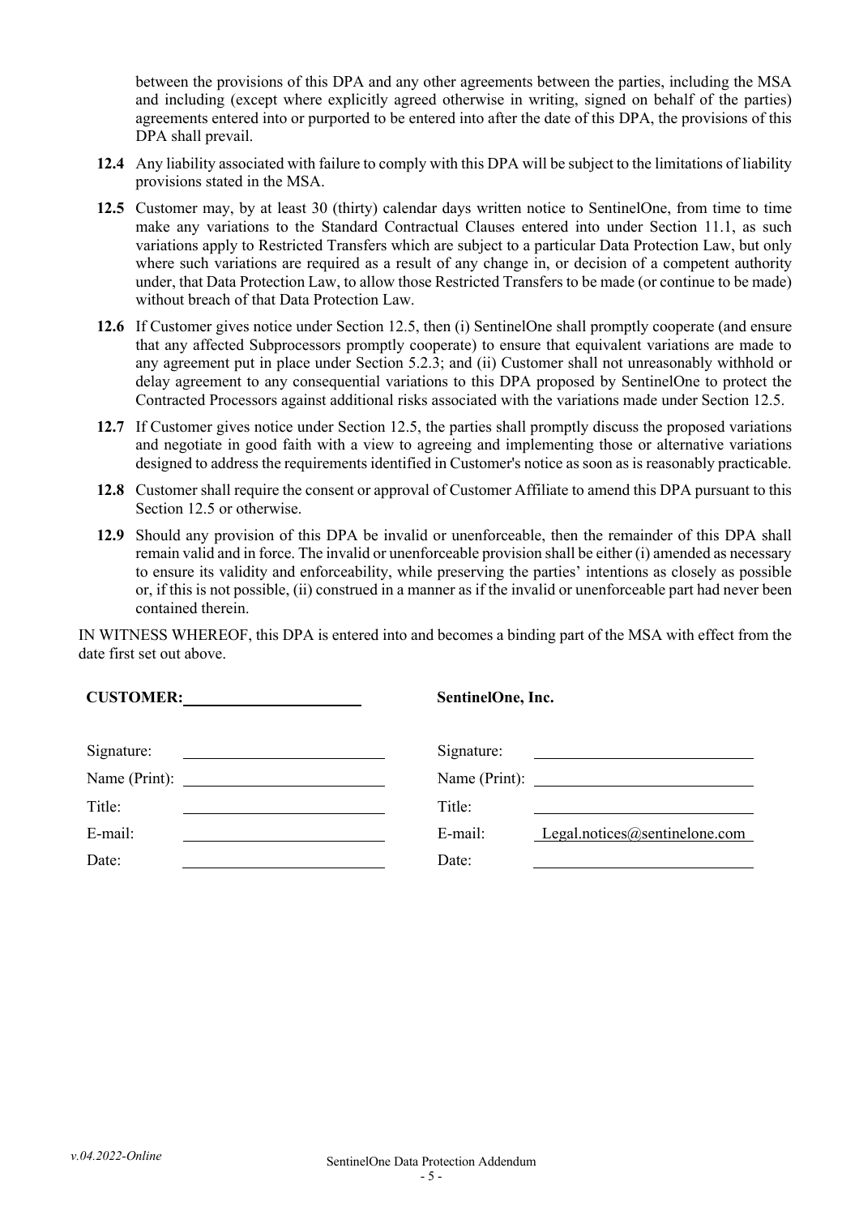between the provisions of this DPA and any other agreements between the parties, including the MSA and including (except where explicitly agreed otherwise in writing, signed on behalf of the parties) agreements entered into or purported to be entered into after the date of this DPA, the provisions of this DPA shall prevail.

**12.4** Any liability associated with failure to comply with this DPA will be subject to the limitations of liability provisions stated in the MSA.

**12.5** Customer may, by at least 30 (thirty) calendar days written notice to SentinelOne, from time to time make any variations to the Standard Contractual Clauses entered into under Section 11.1, as such variations apply to Restricted Transfers which are subject to a particular Data Protection Law, but only where such variations are required as a result of any change in, or decision of a competent authority under, that Data Protection Law, to allow those Restricted Transfers to be made (or continue to be made) without breach of that Data Protection Law.

**12.6** If Customer gives notice under Section 12.5, then (i) SentinelOne shall promptly cooperate (and ensure that any affected Subprocessors promptly cooperate) to ensure that equivalent variations are made to any agreement put in place under Section 5.2.3; and (ii) Customer shall not unreasonably withhold or delay agreement to any consequential variations to this DPA proposed by SentinelOne to protect the Contracted Processors against additional risks associated with the variations made under Section 12.5.

**12.7** If Customer gives notice under Section 12.5, the parties shall promptly discuss the proposed variations and negotiate in good faith with a view to agreeing and implementing those or alternative variations designed to address the requirements identified in Customer's notice as soon as is reasonably practicable.

**12.8** Customer shall require the consent or approval of Customer Affiliate to amend this DPA pursuant to this Section 12.5 or otherwise.

**12.9** Should any provision of this DPA be invalid or unenforceable, then the remainder of this DPA shall remain valid and in force. The invalid or unenforceable provision shall be either (i) amended as necessary to ensure its validity and enforceability, while preserving the parties' intentions as closely as possible or, if this is not possible, (ii) construed in a manner as if the invalid or unenforceable part had never been contained therein.

IN WITNESS WHEREOF, this DPA is entered into and becomes a binding part of the MSA with effect from the date first set out above.

| **CUSTOMER:** ______________________ | | **SentinelOne, Inc.** | |
|---|---|---|---|
| Signature: | | Signature: | |
| Name (Print): | | Name (Print): | |
| Title: | | Title: | |
| E-mail: | | E-mail: | Legal.notices@sentinelone.com |
| Date: | | Date: | |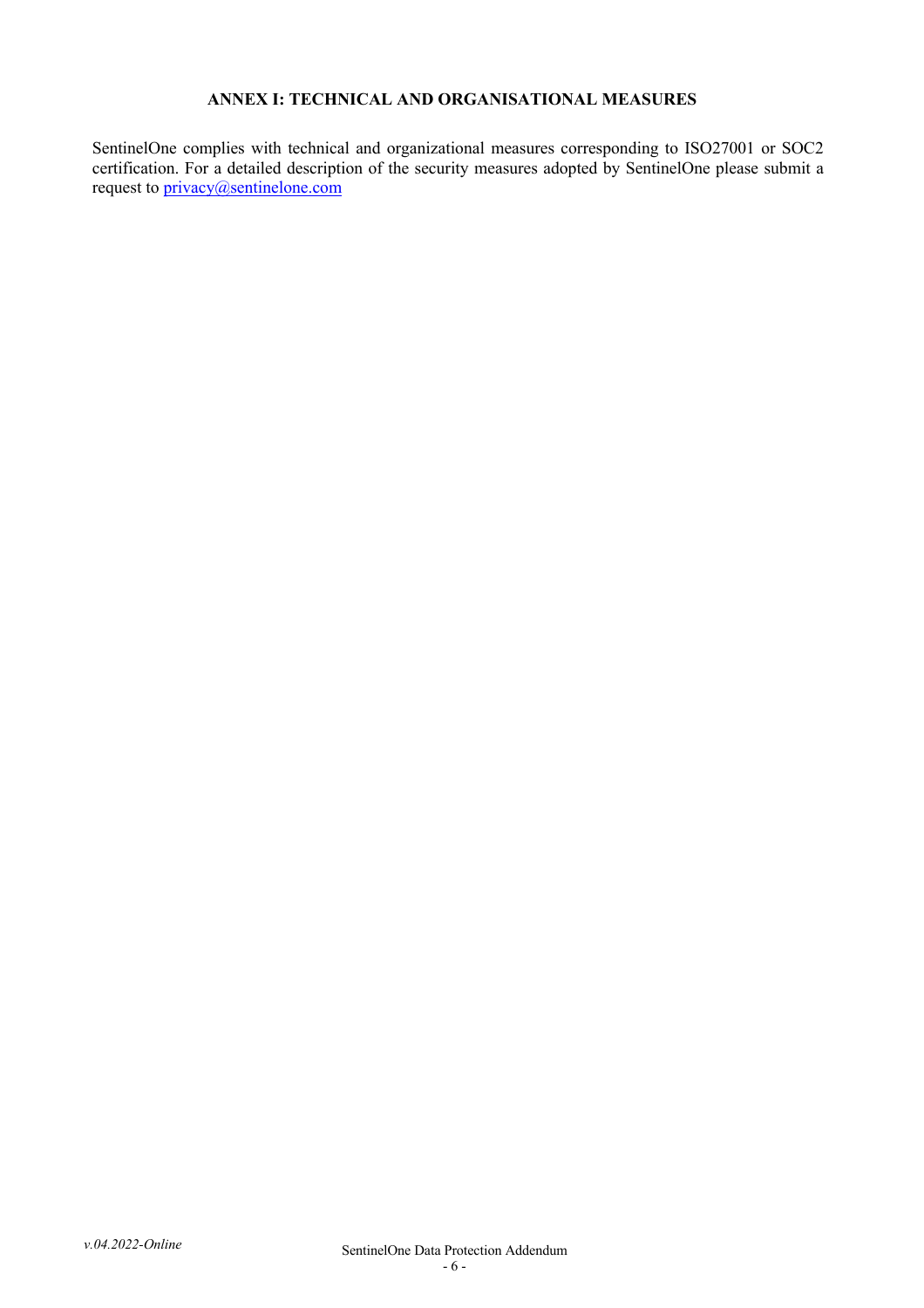## ANNEX I: TECHNICAL AND ORGANISATIONAL MEASURES

SentinelOne complies with technical and organizational measures corresponding to ISO27001 or SOC2 certification. For a detailed description of the security measures adopted by SentinelOne please submit a request to [privacy@sentinelone.com](mailto:privacy@sentinelone.com)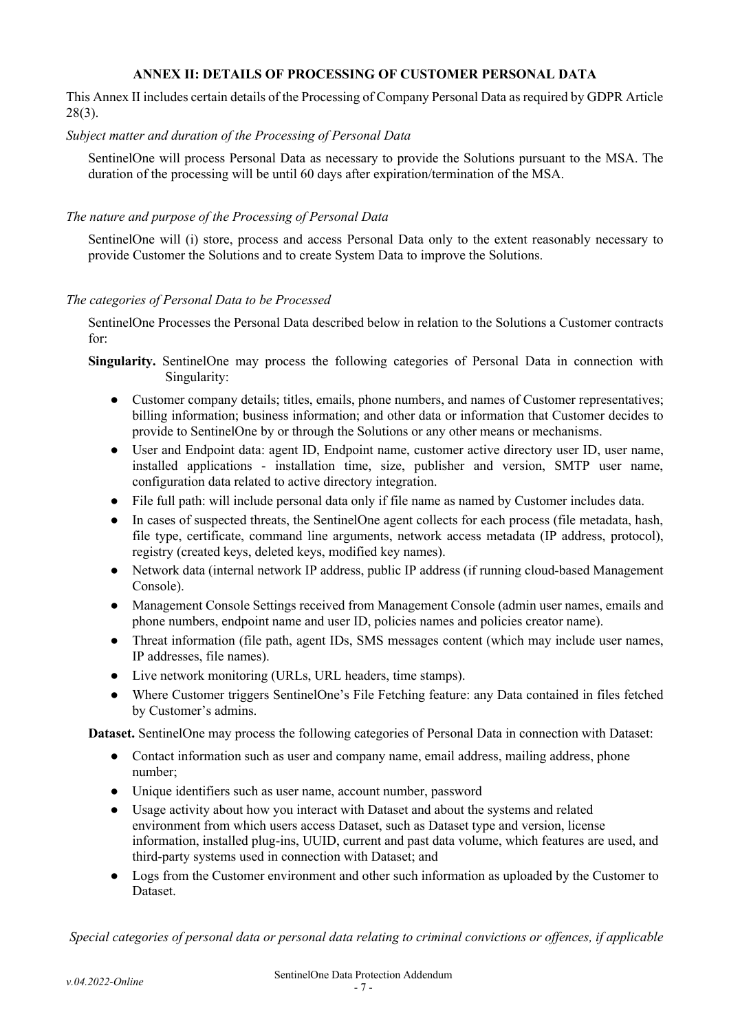## ANNEX II: DETAILS OF PROCESSING OF CUSTOMER PERSONAL DATA

This Annex II includes certain details of the Processing of Company Personal Data as required by GDPR Article 28(3).

*Subject matter and duration of the Processing of Personal Data*

SentinelOne will process Personal Data as necessary to provide the Solutions pursuant to the MSA. The duration of the processing will be until 60 days after expiration/termination of the MSA.

*The nature and purpose of the Processing of Personal Data*

SentinelOne will (i) store, process and access Personal Data only to the extent reasonably necessary to provide Customer the Solutions and to create System Data to improve the Solutions.

*The categories of Personal Data to be Processed*

SentinelOne Processes the Personal Data described below in relation to the Solutions a Customer contracts for:

**Singularity.** SentinelOne may process the following categories of Personal Data in connection with Singularity:

- Customer company details; titles, emails, phone numbers, and names of Customer representatives; billing information; business information; and other data or information that Customer decides to provide to SentinelOne by or through the Solutions or any other means or mechanisms.
- User and Endpoint data: agent ID, Endpoint name, customer active directory user ID, user name, installed applications - installation time, size, publisher and version, SMTP user name, configuration data related to active directory integration.
- File full path: will include personal data only if file name as named by Customer includes data.
- In cases of suspected threats, the SentinelOne agent collects for each process (file metadata, hash, file type, certificate, command line arguments, network access metadata (IP address, protocol), registry (created keys, deleted keys, modified key names).
- Network data (internal network IP address, public IP address (if running cloud-based Management Console).
- Management Console Settings received from Management Console (admin user names, emails and phone numbers, endpoint name and user ID, policies names and policies creator name).
- Threat information (file path, agent IDs, SMS messages content (which may include user names, IP addresses, file names).
- Live network monitoring (URLs, URL headers, time stamps).
- Where Customer triggers SentinelOne's File Fetching feature: any Data contained in files fetched by Customer's admins.

**Dataset.** SentinelOne may process the following categories of Personal Data in connection with Dataset:

- Contact information such as user and company name, email address, mailing address, phone number;
- Unique identifiers such as user name, account number, password
- Usage activity about how you interact with Dataset and about the systems and related environment from which users access Dataset, such as Dataset type and version, license information, installed plug-ins, UUID, current and past data volume, which features are used, and third-party systems used in connection with Dataset; and
- Logs from the Customer environment and other such information as uploaded by the Customer to Dataset.

*Special categories of personal data or personal data relating to criminal convictions or offences, if applicable*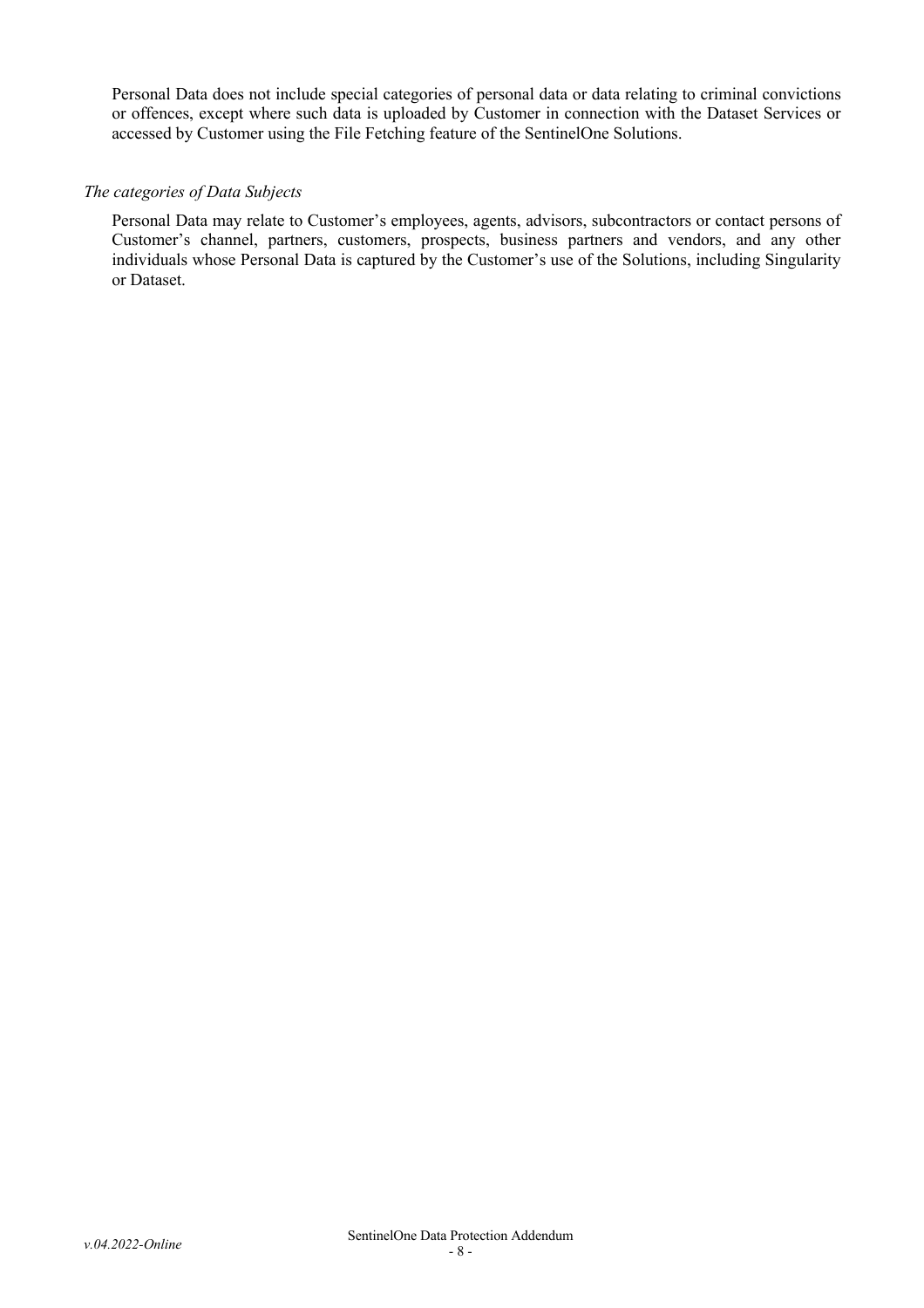Personal Data does not include special categories of personal data or data relating to criminal convictions or offences, except where such data is uploaded by Customer in connection with the Dataset Services or accessed by Customer using the File Fetching feature of the SentinelOne Solutions.

*The categories of Data Subjects*

Personal Data may relate to Customer's employees, agents, advisors, subcontractors or contact persons of Customer's channel, partners, customers, prospects, business partners and vendors, and any other individuals whose Personal Data is captured by the Customer's use of the Solutions, including Singularity or Dataset.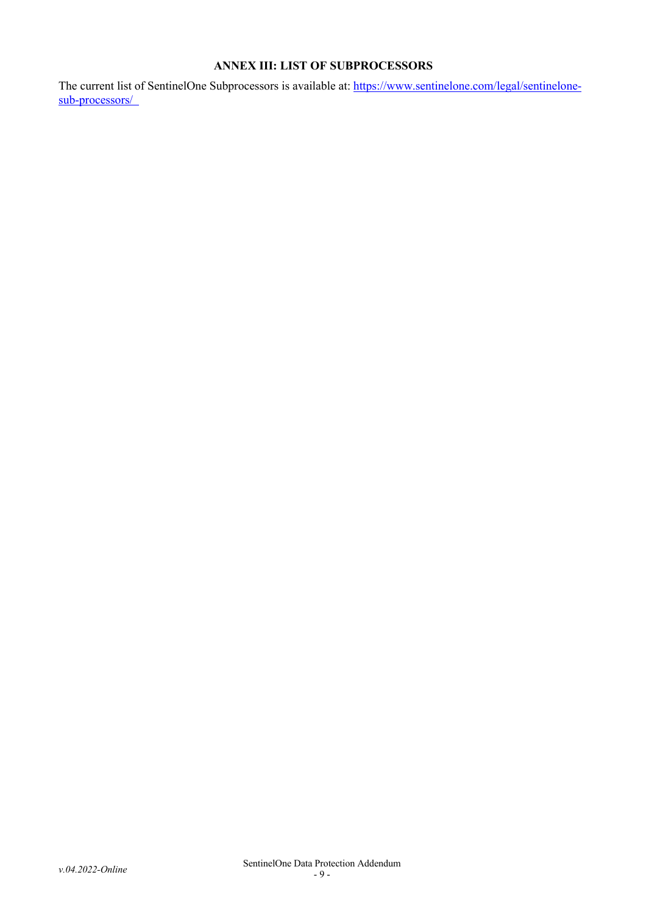## ANNEX III: LIST OF SUBPROCESSORS

The current list of SentinelOne Subprocessors is available at: [https://www.sentinelone.com/legal/sentinelone-sub-processors/](https://www.sentinelone.com/legal/sentinelone-sub-processors/)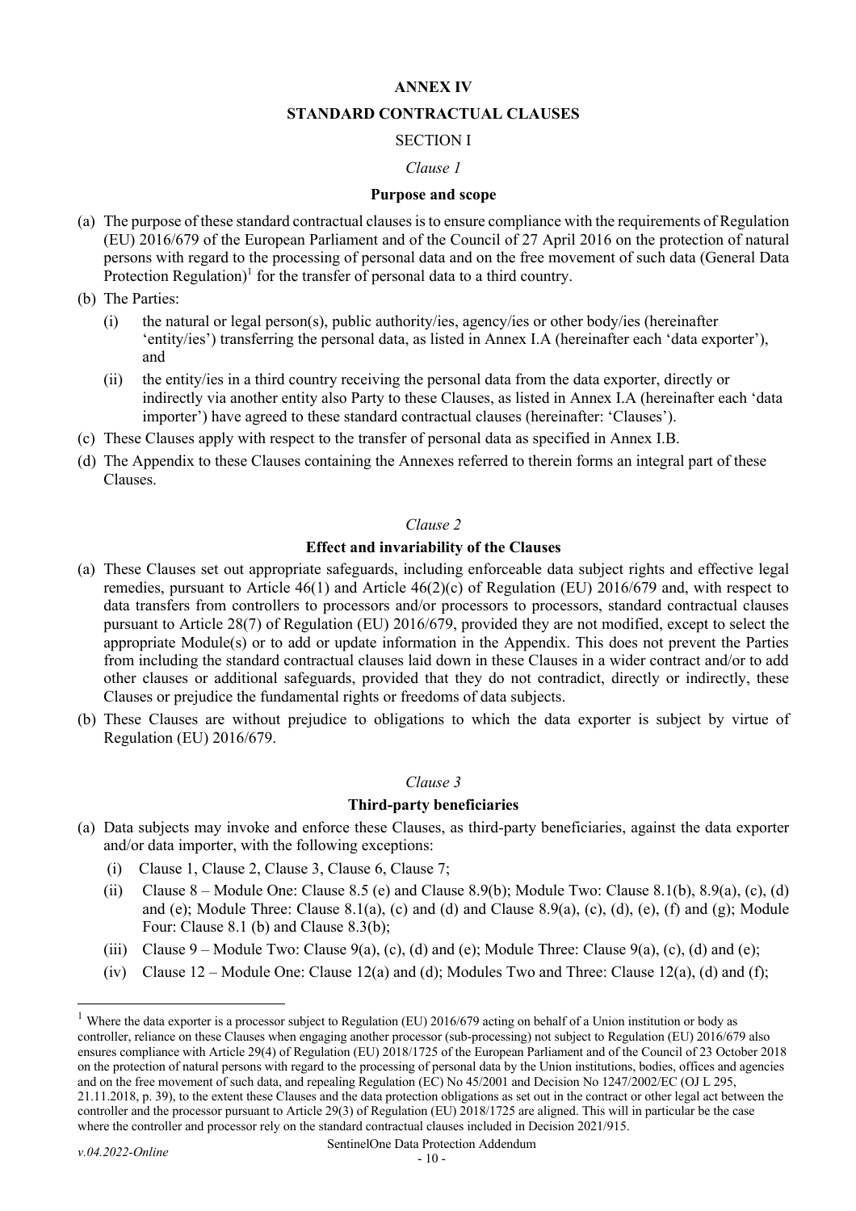**ANNEX IV**

**STANDARD CONTRACTUAL CLAUSES**

SECTION I

*Clause 1*

**Purpose and scope**

(a) The purpose of these standard contractual clauses is to ensure compliance with the requirements of Regulation (EU) 2016/679 of the European Parliament and of the Council of 27 April 2016 on the protection of natural persons with regard to the processing of personal data and on the free movement of such data (General Data Protection Regulation)[1] for the transfer of personal data to a third country.

(b) The Parties:

  (i) the natural or legal person(s), public authority/ies, agency/ies or other body/ies (hereinafter 'entity/ies') transferring the personal data, as listed in Annex I.A (hereinafter each 'data exporter'), and

  (ii) the entity/ies in a third country receiving the personal data from the data exporter, directly or indirectly via another entity also Party to these Clauses, as listed in Annex I.A (hereinafter each 'data importer') have agreed to these standard contractual clauses (hereinafter: 'Clauses').

(c) These Clauses apply with respect to the transfer of personal data as specified in Annex I.B.

(d) The Appendix to these Clauses containing the Annexes referred to therein forms an integral part of these Clauses.

*Clause 2*

**Effect and invariability of the Clauses**

(a) These Clauses set out appropriate safeguards, including enforceable data subject rights and effective legal remedies, pursuant to Article 46(1) and Article 46(2)(c) of Regulation (EU) 2016/679 and, with respect to data transfers from controllers to processors and/or processors to processors, standard contractual clauses pursuant to Article 28(7) of Regulation (EU) 2016/679, provided they are not modified, except to select the appropriate Module(s) or to add or update information in the Appendix. This does not prevent the Parties from including the standard contractual clauses laid down in these Clauses in a wider contract and/or to add other clauses or additional safeguards, provided that they do not contradict, directly or indirectly, these Clauses or prejudice the fundamental rights or freedoms of data subjects.

(b) These Clauses are without prejudice to obligations to which the data exporter is subject by virtue of Regulation (EU) 2016/679.

*Clause 3*

**Third-party beneficiaries**

(a) Data subjects may invoke and enforce these Clauses, as third-party beneficiaries, against the data exporter and/or data importer, with the following exceptions:

  (i) Clause 1, Clause 2, Clause 3, Clause 6, Clause 7;

  (ii) Clause 8 – Module One: Clause 8.5 (e) and Clause 8.9(b); Module Two: Clause 8.1(b), 8.9(a), (c), (d) and (e); Module Three: Clause 8.1(a), (c) and (d) and Clause 8.9(a), (c), (d), (e), (f) and (g); Module Four: Clause 8.1 (b) and Clause 8.3(b);

  (iii) Clause 9 – Module Two: Clause 9(a), (c), (d) and (e); Module Three: Clause 9(a), (c), (d) and (e);

  (iv) Clause 12 – Module One: Clause 12(a) and (d); Modules Two and Three: Clause 12(a), (d) and (f);

[1] Where the data exporter is a processor subject to Regulation (EU) 2016/679 acting on behalf of a Union institution or body as controller, reliance on these Clauses when engaging another processor (sub-processing) not subject to Regulation (EU) 2016/679 also ensures compliance with Article 29(4) of Regulation (EU) 2018/1725 of the European Parliament and of the Council of 23 October 2018 on the protection of natural persons with regard to the processing of personal data by the Union institutions, bodies, offices and agencies and on the free movement of such data, and repealing Regulation (EC) No 45/2001 and Decision No 1247/2002/EC (OJ L 295, 21.11.2018, p. 39), to the extent these Clauses and the data protection obligations as set out in the contract or other legal act between the controller and the processor pursuant to Article 29(3) of Regulation (EU) 2018/1725 are aligned. This will in particular be the case where the controller and processor rely on the standard contractual clauses included in Decision 2021/915.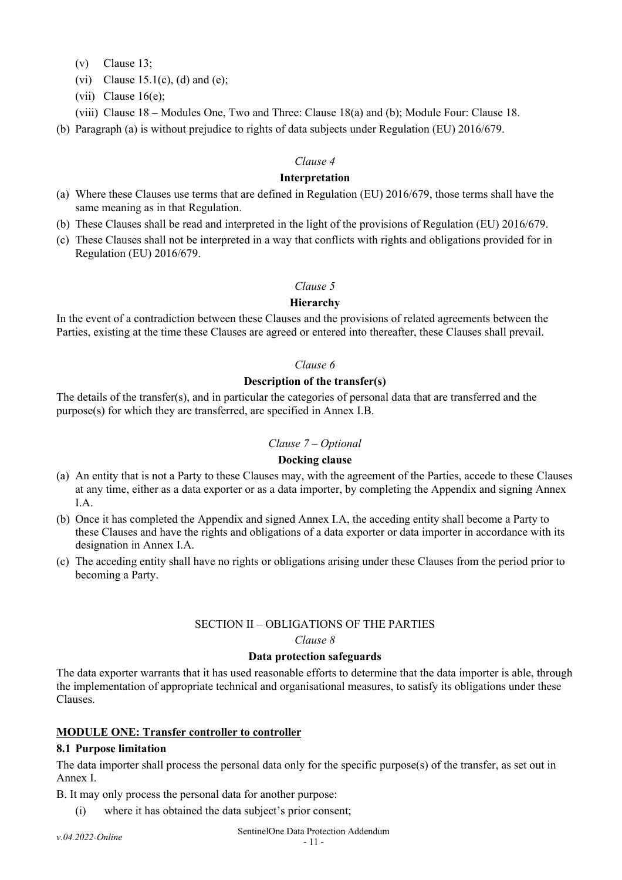(v) Clause 13;

(vi) Clause 15.1(c), (d) and (e);

(vii) Clause 16(e);

(viii) Clause 18 – Modules One, Two and Three: Clause 18(a) and (b); Module Four: Clause 18.

(b) Paragraph (a) is without prejudice to rights of data subjects under Regulation (EU) 2016/679.

*Clause 4*

**Interpretation**

(a) Where these Clauses use terms that are defined in Regulation (EU) 2016/679, those terms shall have the same meaning as in that Regulation.

(b) These Clauses shall be read and interpreted in the light of the provisions of Regulation (EU) 2016/679.

(c) These Clauses shall not be interpreted in a way that conflicts with rights and obligations provided for in Regulation (EU) 2016/679.

*Clause 5*

**Hierarchy**

In the event of a contradiction between these Clauses and the provisions of related agreements between the Parties, existing at the time these Clauses are agreed or entered into thereafter, these Clauses shall prevail.

*Clause 6*

**Description of the transfer(s)**

The details of the transfer(s), and in particular the categories of personal data that are transferred and the purpose(s) for which they are transferred, are specified in Annex I.B.

*Clause 7 – Optional*

**Docking clause**

(a) An entity that is not a Party to these Clauses may, with the agreement of the Parties, accede to these Clauses at any time, either as a data exporter or as a data importer, by completing the Appendix and signing Annex I.A.

(b) Once it has completed the Appendix and signed Annex I.A, the acceding entity shall become a Party to these Clauses and have the rights and obligations of a data exporter or data importer in accordance with its designation in Annex I.A.

(c) The acceding entity shall have no rights or obligations arising under these Clauses from the period prior to becoming a Party.

SECTION II – OBLIGATIONS OF THE PARTIES

*Clause 8*

**Data protection safeguards**

The data exporter warrants that it has used reasonable efforts to determine that the data importer is able, through the implementation of appropriate technical and organisational measures, to satisfy its obligations under these Clauses.

**MODULE ONE: Transfer controller to controller**

**8.1 Purpose limitation**

The data importer shall process the personal data only for the specific purpose(s) of the transfer, as set out in Annex I.

B. It may only process the personal data for another purpose:

(i) where it has obtained the data subject's prior consent;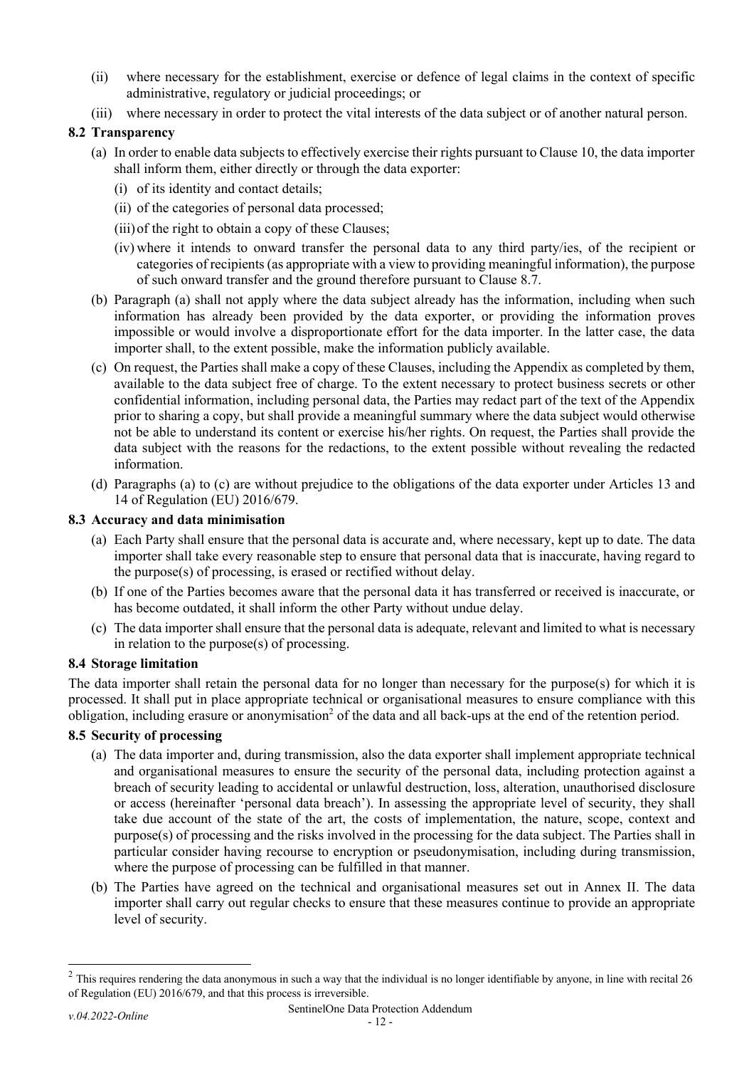(ii) where necessary for the establishment, exercise or defence of legal claims in the context of specific administrative, regulatory or judicial proceedings; or

(iii) where necessary in order to protect the vital interests of the data subject or of another natural person.

**8.2 Transparency**

(a) In order to enable data subjects to effectively exercise their rights pursuant to Clause 10, the data importer shall inform them, either directly or through the data exporter:

(i) of its identity and contact details;

(ii) of the categories of personal data processed;

(iii) of the right to obtain a copy of these Clauses;

(iv) where it intends to onward transfer the personal data to any third party/ies, of the recipient or categories of recipients (as appropriate with a view to providing meaningful information), the purpose of such onward transfer and the ground therefore pursuant to Clause 8.7.

(b) Paragraph (a) shall not apply where the data subject already has the information, including when such information has already been provided by the data exporter, or providing the information proves impossible or would involve a disproportionate effort for the data importer. In the latter case, the data importer shall, to the extent possible, make the information publicly available.

(c) On request, the Parties shall make a copy of these Clauses, including the Appendix as completed by them, available to the data subject free of charge. To the extent necessary to protect business secrets or other confidential information, including personal data, the Parties may redact part of the text of the Appendix prior to sharing a copy, but shall provide a meaningful summary where the data subject would otherwise not be able to understand its content or exercise his/her rights. On request, the Parties shall provide the data subject with the reasons for the redactions, to the extent possible without revealing the redacted information.

(d) Paragraphs (a) to (c) are without prejudice to the obligations of the data exporter under Articles 13 and 14 of Regulation (EU) 2016/679.

**8.3 Accuracy and data minimisation**

(a) Each Party shall ensure that the personal data is accurate and, where necessary, kept up to date. The data importer shall take every reasonable step to ensure that personal data that is inaccurate, having regard to the purpose(s) of processing, is erased or rectified without delay.

(b) If one of the Parties becomes aware that the personal data it has transferred or received is inaccurate, or has become outdated, it shall inform the other Party without undue delay.

(c) The data importer shall ensure that the personal data is adequate, relevant and limited to what is necessary in relation to the purpose(s) of processing.

**8.4 Storage limitation**

The data importer shall retain the personal data for no longer than necessary for the purpose(s) for which it is processed. It shall put in place appropriate technical or organisational measures to ensure compliance with this obligation, including erasure or anonymisation[2] of the data and all back-ups at the end of the retention period.

**8.5 Security of processing**

(a) The data importer and, during transmission, also the data exporter shall implement appropriate technical and organisational measures to ensure the security of the personal data, including protection against a breach of security leading to accidental or unlawful destruction, loss, alteration, unauthorised disclosure or access (hereinafter 'personal data breach'). In assessing the appropriate level of security, they shall take due account of the state of the art, the costs of implementation, the nature, scope, context and purpose(s) of processing and the risks involved in the processing for the data subject. The Parties shall in particular consider having recourse to encryption or pseudonymisation, including during transmission, where the purpose of processing can be fulfilled in that manner.

(b) The Parties have agreed on the technical and organisational measures set out in Annex II. The data importer shall carry out regular checks to ensure that these measures continue to provide an appropriate level of security.

[2] This requires rendering the data anonymous in such a way that the individual is no longer identifiable by anyone, in line with recital 26 of Regulation (EU) 2016/679, and that this process is irreversible.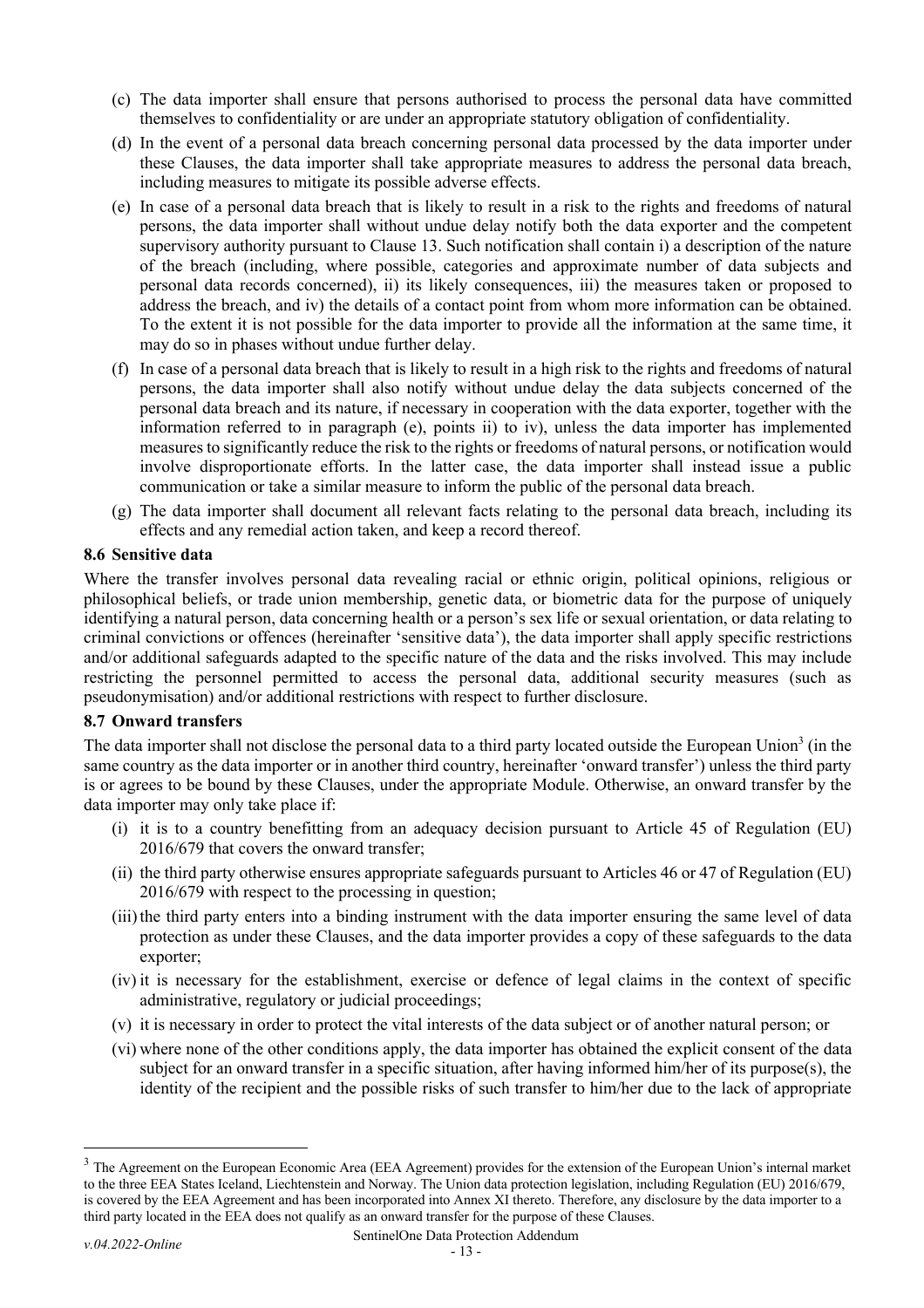(c) The data importer shall ensure that persons authorised to process the personal data have committed themselves to confidentiality or are under an appropriate statutory obligation of confidentiality.

(d) In the event of a personal data breach concerning personal data processed by the data importer under these Clauses, the data importer shall take appropriate measures to address the personal data breach, including measures to mitigate its possible adverse effects.

(e) In case of a personal data breach that is likely to result in a risk to the rights and freedoms of natural persons, the data importer shall without undue delay notify both the data exporter and the competent supervisory authority pursuant to Clause 13. Such notification shall contain i) a description of the nature of the breach (including, where possible, categories and approximate number of data subjects and personal data records concerned), ii) its likely consequences, iii) the measures taken or proposed to address the breach, and iv) the details of a contact point from whom more information can be obtained. To the extent it is not possible for the data importer to provide all the information at the same time, it may do so in phases without undue further delay.

(f) In case of a personal data breach that is likely to result in a high risk to the rights and freedoms of natural persons, the data importer shall also notify without undue delay the data subjects concerned of the personal data breach and its nature, if necessary in cooperation with the data exporter, together with the information referred to in paragraph (e), points ii) to iv), unless the data importer has implemented measures to significantly reduce the risk to the rights or freedoms of natural persons, or notification would involve disproportionate efforts. In the latter case, the data importer shall instead issue a public communication or take a similar measure to inform the public of the personal data breach.

(g) The data importer shall document all relevant facts relating to the personal data breach, including its effects and any remedial action taken, and keep a record thereof.

**8.6 Sensitive data**

Where the transfer involves personal data revealing racial or ethnic origin, political opinions, religious or philosophical beliefs, or trade union membership, genetic data, or biometric data for the purpose of uniquely identifying a natural person, data concerning health or a person's sex life or sexual orientation, or data relating to criminal convictions or offences (hereinafter 'sensitive data'), the data importer shall apply specific restrictions and/or additional safeguards adapted to the specific nature of the data and the risks involved. This may include restricting the personnel permitted to access the personal data, additional security measures (such as pseudonymisation) and/or additional restrictions with respect to further disclosure.

**8.7 Onward transfers**

The data importer shall not disclose the personal data to a third party located outside the European Union[3] (in the same country as the data importer or in another third country, hereinafter 'onward transfer') unless the third party is or agrees to be bound by these Clauses, under the appropriate Module. Otherwise, an onward transfer by the data importer may only take place if:

(i) it is to a country benefitting from an adequacy decision pursuant to Article 45 of Regulation (EU) 2016/679 that covers the onward transfer;

(ii) the third party otherwise ensures appropriate safeguards pursuant to Articles 46 or 47 of Regulation (EU) 2016/679 with respect to the processing in question;

(iii) the third party enters into a binding instrument with the data importer ensuring the same level of data protection as under these Clauses, and the data importer provides a copy of these safeguards to the data exporter;

(iv) it is necessary for the establishment, exercise or defence of legal claims in the context of specific administrative, regulatory or judicial proceedings;

(v) it is necessary in order to protect the vital interests of the data subject or of another natural person; or

(vi) where none of the other conditions apply, the data importer has obtained the explicit consent of the data subject for an onward transfer in a specific situation, after having informed him/her of its purpose(s), the identity of the recipient and the possible risks of such transfer to him/her due to the lack of appropriate

[3] The Agreement on the European Economic Area (EEA Agreement) provides for the extension of the European Union's internal market to the three EEA States Iceland, Liechtenstein and Norway. The Union data protection legislation, including Regulation (EU) 2016/679, is covered by the EEA Agreement and has been incorporated into Annex XI thereto. Therefore, any disclosure by the data importer to a third party located in the EEA does not qualify as an onward transfer for the purpose of these Clauses.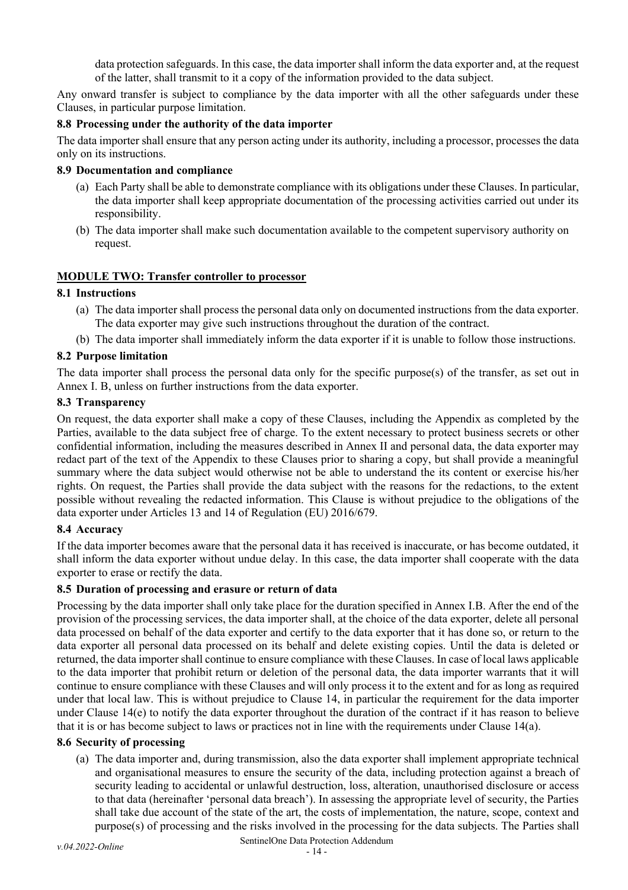data protection safeguards. In this case, the data importer shall inform the data exporter and, at the request of the latter, shall transmit to it a copy of the information provided to the data subject.

Any onward transfer is subject to compliance by the data importer with all the other safeguards under these Clauses, in particular purpose limitation.

**8.8 Processing under the authority of the data importer**

The data importer shall ensure that any person acting under its authority, including a processor, processes the data only on its instructions.

**8.9 Documentation and compliance**

(a) Each Party shall be able to demonstrate compliance with its obligations under these Clauses. In particular, the data importer shall keep appropriate documentation of the processing activities carried out under its responsibility.

(b) The data importer shall make such documentation available to the competent supervisory authority on request.

**MODULE TWO: Transfer controller to processor**

**8.1 Instructions**

(a) The data importer shall process the personal data only on documented instructions from the data exporter. The data exporter may give such instructions throughout the duration of the contract.

(b) The data importer shall immediately inform the data exporter if it is unable to follow those instructions.

**8.2 Purpose limitation**

The data importer shall process the personal data only for the specific purpose(s) of the transfer, as set out in Annex I. B, unless on further instructions from the data exporter.

**8.3 Transparency**

On request, the data exporter shall make a copy of these Clauses, including the Appendix as completed by the Parties, available to the data subject free of charge. To the extent necessary to protect business secrets or other confidential information, including the measures described in Annex II and personal data, the data exporter may redact part of the text of the Appendix to these Clauses prior to sharing a copy, but shall provide a meaningful summary where the data subject would otherwise not be able to understand the its content or exercise his/her rights. On request, the Parties shall provide the data subject with the reasons for the redactions, to the extent possible without revealing the redacted information. This Clause is without prejudice to the obligations of the data exporter under Articles 13 and 14 of Regulation (EU) 2016/679.

**8.4 Accuracy**

If the data importer becomes aware that the personal data it has received is inaccurate, or has become outdated, it shall inform the data exporter without undue delay. In this case, the data importer shall cooperate with the data exporter to erase or rectify the data.

**8.5 Duration of processing and erasure or return of data**

Processing by the data importer shall only take place for the duration specified in Annex I.B. After the end of the provision of the processing services, the data importer shall, at the choice of the data exporter, delete all personal data processed on behalf of the data exporter and certify to the data exporter that it has done so, or return to the data exporter all personal data processed on its behalf and delete existing copies. Until the data is deleted or returned, the data importer shall continue to ensure compliance with these Clauses. In case of local laws applicable to the data importer that prohibit return or deletion of the personal data, the data importer warrants that it will continue to ensure compliance with these Clauses and will only process it to the extent and for as long as required under that local law. This is without prejudice to Clause 14, in particular the requirement for the data importer under Clause 14(e) to notify the data exporter throughout the duration of the contract if it has reason to believe that it is or has become subject to laws or practices not in line with the requirements under Clause 14(a).

**8.6 Security of processing**

(a) The data importer and, during transmission, also the data exporter shall implement appropriate technical and organisational measures to ensure the security of the data, including protection against a breach of security leading to accidental or unlawful destruction, loss, alteration, unauthorised disclosure or access to that data (hereinafter 'personal data breach'). In assessing the appropriate level of security, the Parties shall take due account of the state of the art, the costs of implementation, the nature, scope, context and purpose(s) of processing and the risks involved in the processing for the data subjects. The Parties shall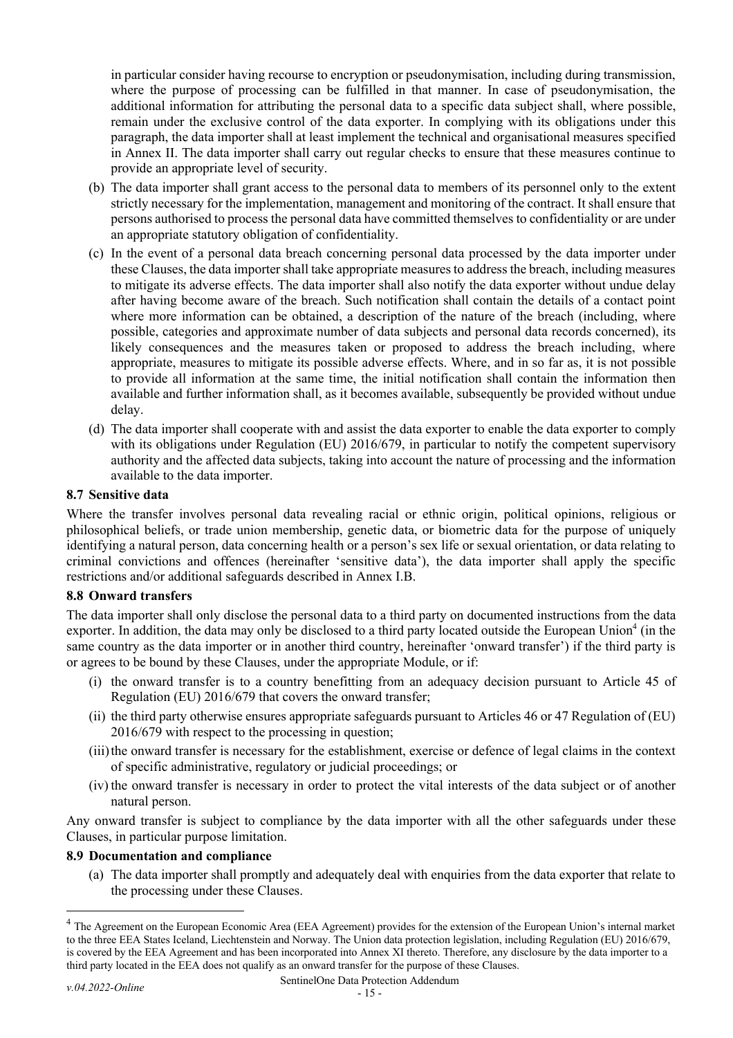in particular consider having recourse to encryption or pseudonymisation, including during transmission, where the purpose of processing can be fulfilled in that manner. In case of pseudonymisation, the additional information for attributing the personal data to a specific data subject shall, where possible, remain under the exclusive control of the data exporter. In complying with its obligations under this paragraph, the data importer shall at least implement the technical and organisational measures specified in Annex II. The data importer shall carry out regular checks to ensure that these measures continue to provide an appropriate level of security.

(b) The data importer shall grant access to the personal data to members of its personnel only to the extent strictly necessary for the implementation, management and monitoring of the contract. It shall ensure that persons authorised to process the personal data have committed themselves to confidentiality or are under an appropriate statutory obligation of confidentiality.

(c) In the event of a personal data breach concerning personal data processed by the data importer under these Clauses, the data importer shall take appropriate measures to address the breach, including measures to mitigate its adverse effects. The data importer shall also notify the data exporter without undue delay after having become aware of the breach. Such notification shall contain the details of a contact point where more information can be obtained, a description of the nature of the breach (including, where possible, categories and approximate number of data subjects and personal data records concerned), its likely consequences and the measures taken or proposed to address the breach including, where appropriate, measures to mitigate its possible adverse effects. Where, and in so far as, it is not possible to provide all information at the same time, the initial notification shall contain the information then available and further information shall, as it becomes available, subsequently be provided without undue delay.

(d) The data importer shall cooperate with and assist the data exporter to enable the data exporter to comply with its obligations under Regulation (EU) 2016/679, in particular to notify the competent supervisory authority and the affected data subjects, taking into account the nature of processing and the information available to the data importer.

**8.7 Sensitive data**

Where the transfer involves personal data revealing racial or ethnic origin, political opinions, religious or philosophical beliefs, or trade union membership, genetic data, or biometric data for the purpose of uniquely identifying a natural person, data concerning health or a person's sex life or sexual orientation, or data relating to criminal convictions and offences (hereinafter 'sensitive data'), the data importer shall apply the specific restrictions and/or additional safeguards described in Annex I.B.

**8.8 Onward transfers**

The data importer shall only disclose the personal data to a third party on documented instructions from the data exporter. In addition, the data may only be disclosed to a third party located outside the European Union[4] (in the same country as the data importer or in another third country, hereinafter 'onward transfer') if the third party is or agrees to be bound by these Clauses, under the appropriate Module, or if:

(i) the onward transfer is to a country benefitting from an adequacy decision pursuant to Article 45 of Regulation (EU) 2016/679 that covers the onward transfer;

(ii) the third party otherwise ensures appropriate safeguards pursuant to Articles 46 or 47 Regulation of (EU) 2016/679 with respect to the processing in question;

(iii) the onward transfer is necessary for the establishment, exercise or defence of legal claims in the context of specific administrative, regulatory or judicial proceedings; or

(iv) the onward transfer is necessary in order to protect the vital interests of the data subject or of another natural person.

Any onward transfer is subject to compliance by the data importer with all the other safeguards under these Clauses, in particular purpose limitation.

**8.9 Documentation and compliance**

(a) The data importer shall promptly and adequately deal with enquiries from the data exporter that relate to the processing under these Clauses.

[4] The Agreement on the European Economic Area (EEA Agreement) provides for the extension of the European Union's internal market to the three EEA States Iceland, Liechtenstein and Norway. The Union data protection legislation, including Regulation (EU) 2016/679, is covered by the EEA Agreement and has been incorporated into Annex XI thereto. Therefore, any disclosure by the data importer to a third party located in the EEA does not qualify as an onward transfer for the purpose of these Clauses.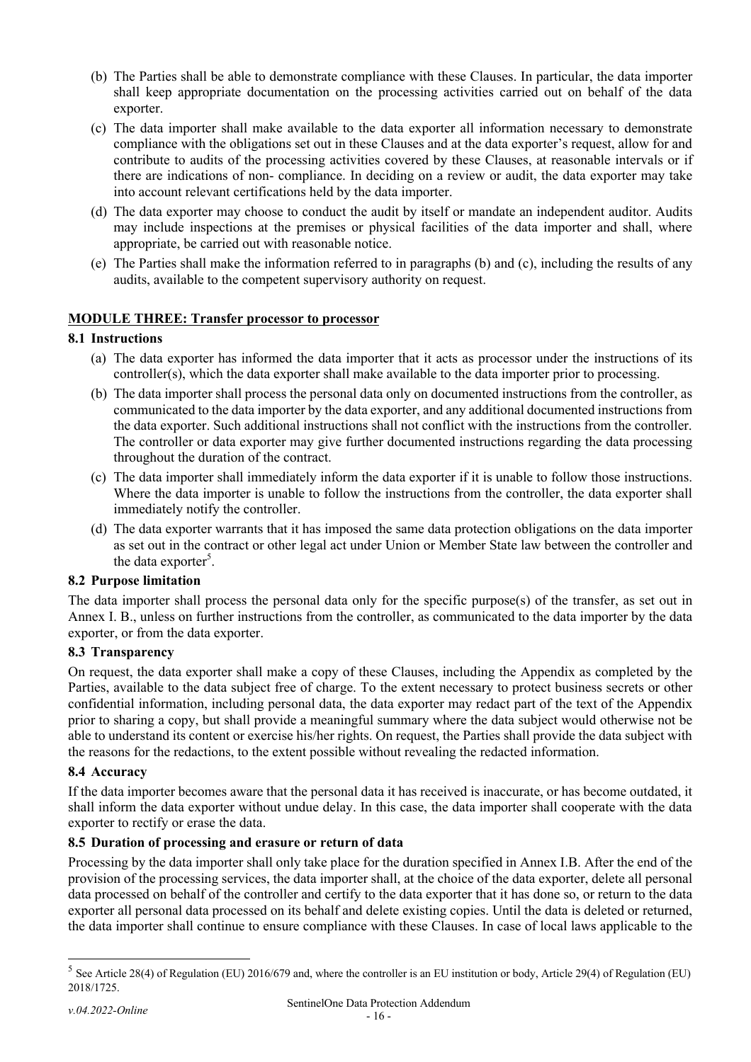(b) The Parties shall be able to demonstrate compliance with these Clauses. In particular, the data importer shall keep appropriate documentation on the processing activities carried out on behalf of the data exporter.

(c) The data importer shall make available to the data exporter all information necessary to demonstrate compliance with the obligations set out in these Clauses and at the data exporter's request, allow for and contribute to audits of the processing activities covered by these Clauses, at reasonable intervals or if there are indications of non- compliance. In deciding on a review or audit, the data exporter may take into account relevant certifications held by the data importer.

(d) The data exporter may choose to conduct the audit by itself or mandate an independent auditor. Audits may include inspections at the premises or physical facilities of the data importer and shall, where appropriate, be carried out with reasonable notice.

(e) The Parties shall make the information referred to in paragraphs (b) and (c), including the results of any audits, available to the competent supervisory authority on request.

**MODULE THREE: Transfer processor to processor**

**8.1 Instructions**

(a) The data exporter has informed the data importer that it acts as processor under the instructions of its controller(s), which the data exporter shall make available to the data importer prior to processing.

(b) The data importer shall process the personal data only on documented instructions from the controller, as communicated to the data importer by the data exporter, and any additional documented instructions from the data exporter. Such additional instructions shall not conflict with the instructions from the controller. The controller or data exporter may give further documented instructions regarding the data processing throughout the duration of the contract.

(c) The data importer shall immediately inform the data exporter if it is unable to follow those instructions. Where the data importer is unable to follow the instructions from the controller, the data exporter shall immediately notify the controller.

(d) The data exporter warrants that it has imposed the same data protection obligations on the data importer as set out in the contract or other legal act under Union or Member State law between the controller and the data exporter[5].

**8.2 Purpose limitation**

The data importer shall process the personal data only for the specific purpose(s) of the transfer, as set out in Annex I. B., unless on further instructions from the controller, as communicated to the data importer by the data exporter, or from the data exporter.

**8.3 Transparency**

On request, the data exporter shall make a copy of these Clauses, including the Appendix as completed by the Parties, available to the data subject free of charge. To the extent necessary to protect business secrets or other confidential information, including personal data, the data exporter may redact part of the text of the Appendix prior to sharing a copy, but shall provide a meaningful summary where the data subject would otherwise not be able to understand its content or exercise his/her rights. On request, the Parties shall provide the data subject with the reasons for the redactions, to the extent possible without revealing the redacted information.

**8.4 Accuracy**

If the data importer becomes aware that the personal data it has received is inaccurate, or has become outdated, it shall inform the data exporter without undue delay. In this case, the data importer shall cooperate with the data exporter to rectify or erase the data.

**8.5 Duration of processing and erasure or return of data**

Processing by the data importer shall only take place for the duration specified in Annex I.B. After the end of the provision of the processing services, the data importer shall, at the choice of the data exporter, delete all personal data processed on behalf of the controller and certify to the data exporter that it has done so, or return to the data exporter all personal data processed on its behalf and delete existing copies. Until the data is deleted or returned, the data importer shall continue to ensure compliance with these Clauses. In case of local laws applicable to the

[5] See Article 28(4) of Regulation (EU) 2016/679 and, where the controller is an EU institution or body, Article 29(4) of Regulation (EU) 2018/1725.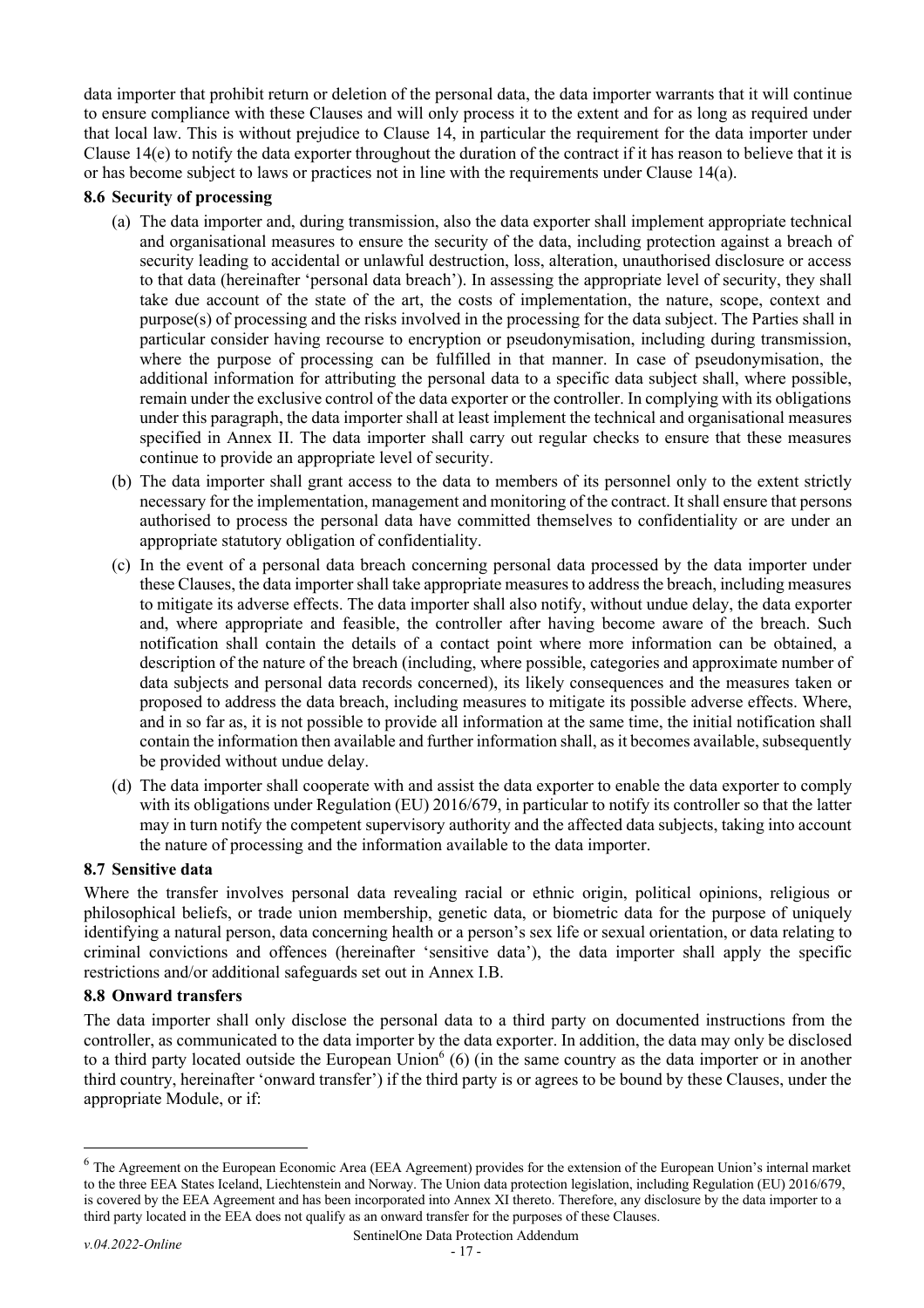data importer that prohibit return or deletion of the personal data, the data importer warrants that it will continue to ensure compliance with these Clauses and will only process it to the extent and for as long as required under that local law. This is without prejudice to Clause 14, in particular the requirement for the data importer under Clause 14(e) to notify the data exporter throughout the duration of the contract if it has reason to believe that it is or has become subject to laws or practices not in line with the requirements under Clause 14(a).

**8.6 Security of processing**

(a) The data importer and, during transmission, also the data exporter shall implement appropriate technical and organisational measures to ensure the security of the data, including protection against a breach of security leading to accidental or unlawful destruction, loss, alteration, unauthorised disclosure or access to that data (hereinafter 'personal data breach'). In assessing the appropriate level of security, they shall take due account of the state of the art, the costs of implementation, the nature, scope, context and purpose(s) of processing and the risks involved in the processing for the data subject. The Parties shall in particular consider having recourse to encryption or pseudonymisation, including during transmission, where the purpose of processing can be fulfilled in that manner. In case of pseudonymisation, the additional information for attributing the personal data to a specific data subject shall, where possible, remain under the exclusive control of the data exporter or the controller. In complying with its obligations under this paragraph, the data importer shall at least implement the technical and organisational measures specified in Annex II. The data importer shall carry out regular checks to ensure that these measures continue to provide an appropriate level of security.

(b) The data importer shall grant access to the data to members of its personnel only to the extent strictly necessary for the implementation, management and monitoring of the contract. It shall ensure that persons authorised to process the personal data have committed themselves to confidentiality or are under an appropriate statutory obligation of confidentiality.

(c) In the event of a personal data breach concerning personal data processed by the data importer under these Clauses, the data importer shall take appropriate measures to address the breach, including measures to mitigate its adverse effects. The data importer shall also notify, without undue delay, the data exporter and, where appropriate and feasible, the controller after having become aware of the breach. Such notification shall contain the details of a contact point where more information can be obtained, a description of the nature of the breach (including, where possible, categories and approximate number of data subjects and personal data records concerned), its likely consequences and the measures taken or proposed to address the data breach, including measures to mitigate its possible adverse effects. Where, and in so far as, it is not possible to provide all information at the same time, the initial notification shall contain the information then available and further information shall, as it becomes available, subsequently be provided without undue delay.

(d) The data importer shall cooperate with and assist the data exporter to enable the data exporter to comply with its obligations under Regulation (EU) 2016/679, in particular to notify its controller so that the latter may in turn notify the competent supervisory authority and the affected data subjects, taking into account the nature of processing and the information available to the data importer.

**8.7 Sensitive data**

Where the transfer involves personal data revealing racial or ethnic origin, political opinions, religious or philosophical beliefs, or trade union membership, genetic data, or biometric data for the purpose of uniquely identifying a natural person, data concerning health or a person's sex life or sexual orientation, or data relating to criminal convictions and offences (hereinafter 'sensitive data'), the data importer shall apply the specific restrictions and/or additional safeguards set out in Annex I.B.

**8.8 Onward transfers**

The data importer shall only disclose the personal data to a third party on documented instructions from the controller, as communicated to the data importer by the data exporter. In addition, the data may only be disclosed to a third party located outside the European Union[6] (6) (in the same country as the data importer or in another third country, hereinafter 'onward transfer') if the third party is or agrees to be bound by these Clauses, under the appropriate Module, or if:

[6] The Agreement on the European Economic Area (EEA Agreement) provides for the extension of the European Union's internal market to the three EEA States Iceland, Liechtenstein and Norway. The Union data protection legislation, including Regulation (EU) 2016/679, is covered by the EEA Agreement and has been incorporated into Annex XI thereto. Therefore, any disclosure by the data importer to a third party located in the EEA does not qualify as an onward transfer for the purposes of these Clauses.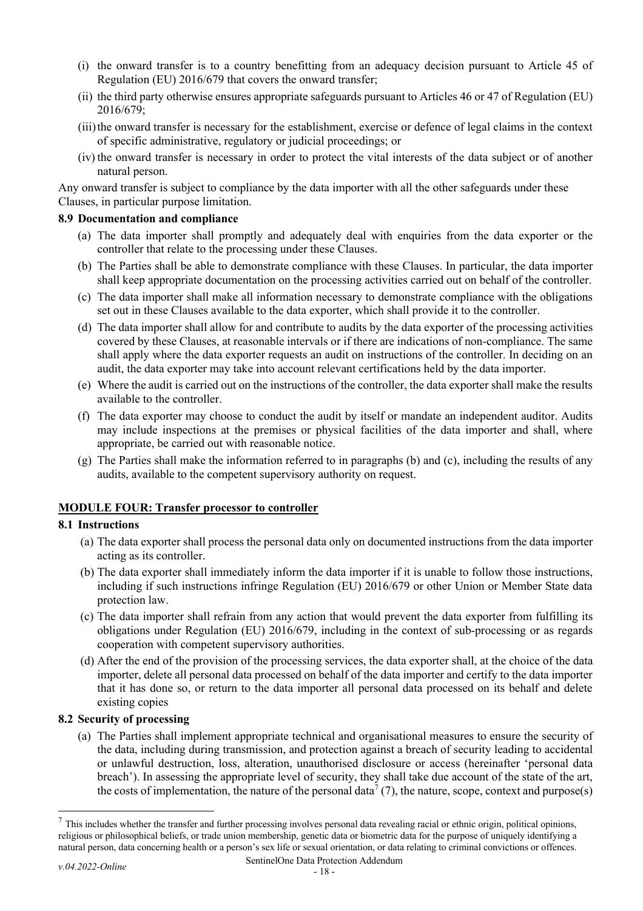(i) the onward transfer is to a country benefitting from an adequacy decision pursuant to Article 45 of Regulation (EU) 2016/679 that covers the onward transfer;

(ii) the third party otherwise ensures appropriate safeguards pursuant to Articles 46 or 47 of Regulation (EU) 2016/679;

(iii) the onward transfer is necessary for the establishment, exercise or defence of legal claims in the context of specific administrative, regulatory or judicial proceedings; or

(iv) the onward transfer is necessary in order to protect the vital interests of the data subject or of another natural person.

Any onward transfer is subject to compliance by the data importer with all the other safeguards under these Clauses, in particular purpose limitation.

**8.9 Documentation and compliance**

(a) The data importer shall promptly and adequately deal with enquiries from the data exporter or the controller that relate to the processing under these Clauses.

(b) The Parties shall be able to demonstrate compliance with these Clauses. In particular, the data importer shall keep appropriate documentation on the processing activities carried out on behalf of the controller.

(c) The data importer shall make all information necessary to demonstrate compliance with the obligations set out in these Clauses available to the data exporter, which shall provide it to the controller.

(d) The data importer shall allow for and contribute to audits by the data exporter of the processing activities covered by these Clauses, at reasonable intervals or if there are indications of non-compliance. The same shall apply where the data exporter requests an audit on instructions of the controller. In deciding on an audit, the data exporter may take into account relevant certifications held by the data importer.

(e) Where the audit is carried out on the instructions of the controller, the data exporter shall make the results available to the controller.

(f) The data exporter may choose to conduct the audit by itself or mandate an independent auditor. Audits may include inspections at the premises or physical facilities of the data importer and shall, where appropriate, be carried out with reasonable notice.

(g) The Parties shall make the information referred to in paragraphs (b) and (c), including the results of any audits, available to the competent supervisory authority on request.

**MODULE FOUR: Transfer processor to controller**

**8.1 Instructions**

(a) The data exporter shall process the personal data only on documented instructions from the data importer acting as its controller.

(b) The data exporter shall immediately inform the data importer if it is unable to follow those instructions, including if such instructions infringe Regulation (EU) 2016/679 or other Union or Member State data protection law.

(c) The data importer shall refrain from any action that would prevent the data exporter from fulfilling its obligations under Regulation (EU) 2016/679, including in the context of sub-processing or as regards cooperation with competent supervisory authorities.

(d) After the end of the provision of the processing services, the data exporter shall, at the choice of the data importer, delete all personal data processed on behalf of the data importer and certify to the data importer that it has done so, or return to the data importer all personal data processed on its behalf and delete existing copies

**8.2 Security of processing**

(a) The Parties shall implement appropriate technical and organisational measures to ensure the security of the data, including during transmission, and protection against a breach of security leading to accidental or unlawful destruction, loss, alteration, unauthorised disclosure or access (hereinafter 'personal data breach'). In assessing the appropriate level of security, they shall take due account of the state of the art, the costs of implementation, the nature of the personal data[7] (7), the nature, scope, context and purpose(s)

[7] This includes whether the transfer and further processing involves personal data revealing racial or ethnic origin, political opinions, religious or philosophical beliefs, or trade union membership, genetic data or biometric data for the purpose of uniquely identifying a natural person, data concerning health or a person's sex life or sexual orientation, or data relating to criminal convictions or offences.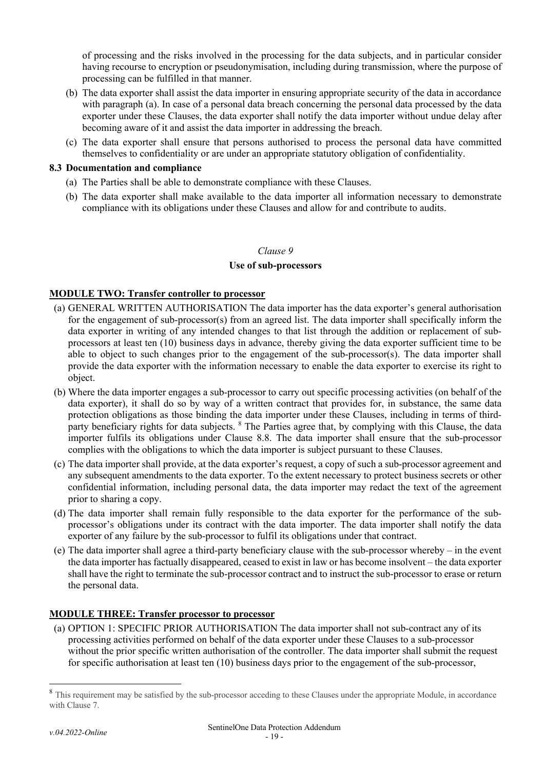of processing and the risks involved in the processing for the data subjects, and in particular consider having recourse to encryption or pseudonymisation, including during transmission, where the purpose of processing can be fulfilled in that manner.

(b) The data exporter shall assist the data importer in ensuring appropriate security of the data in accordance with paragraph (a). In case of a personal data breach concerning the personal data processed by the data exporter under these Clauses, the data exporter shall notify the data importer without undue delay after becoming aware of it and assist the data importer in addressing the breach.

(c) The data exporter shall ensure that persons authorised to process the personal data have committed themselves to confidentiality or are under an appropriate statutory obligation of confidentiality.

**8.3 Documentation and compliance**

(a) The Parties shall be able to demonstrate compliance with these Clauses.

(b) The data exporter shall make available to the data importer all information necessary to demonstrate compliance with its obligations under these Clauses and allow for and contribute to audits.

*Clause 9*

**Use of sub-processors**

**MODULE TWO: Transfer controller to processor**

(a) GENERAL WRITTEN AUTHORISATION The data importer has the data exporter's general authorisation for the engagement of sub-processor(s) from an agreed list. The data importer shall specifically inform the data exporter in writing of any intended changes to that list through the addition or replacement of sub-processors at least ten (10) business days in advance, thereby giving the data exporter sufficient time to be able to object to such changes prior to the engagement of the sub-processor(s). The data importer shall provide the data exporter with the information necessary to enable the data exporter to exercise its right to object.

(b) Where the data importer engages a sub-processor to carry out specific processing activities (on behalf of the data exporter), it shall do so by way of a written contract that provides for, in substance, the same data protection obligations as those binding the data importer under these Clauses, including in terms of third-party beneficiary rights for data subjects. [8] The Parties agree that, by complying with this Clause, the data importer fulfils its obligations under Clause 8.8. The data importer shall ensure that the sub-processor complies with the obligations to which the data importer is subject pursuant to these Clauses.

(c) The data importer shall provide, at the data exporter's request, a copy of such a sub-processor agreement and any subsequent amendments to the data exporter. To the extent necessary to protect business secrets or other confidential information, including personal data, the data importer may redact the text of the agreement prior to sharing a copy.

(d) The data importer shall remain fully responsible to the data exporter for the performance of the sub-processor's obligations under its contract with the data importer. The data importer shall notify the data exporter of any failure by the sub-processor to fulfil its obligations under that contract.

(e) The data importer shall agree a third-party beneficiary clause with the sub-processor whereby – in the event the data importer has factually disappeared, ceased to exist in law or has become insolvent – the data exporter shall have the right to terminate the sub-processor contract and to instruct the sub-processor to erase or return the personal data.

**MODULE THREE: Transfer processor to processor**

(a) OPTION 1: SPECIFIC PRIOR AUTHORISATION The data importer shall not sub-contract any of its processing activities performed on behalf of the data exporter under these Clauses to a sub-processor without the prior specific written authorisation of the controller. The data importer shall submit the request for specific authorisation at least ten (10) business days prior to the engagement of the sub-processor,

[8] This requirement may be satisfied by the sub-processor acceding to these Clauses under the appropriate Module, in accordance with Clause 7.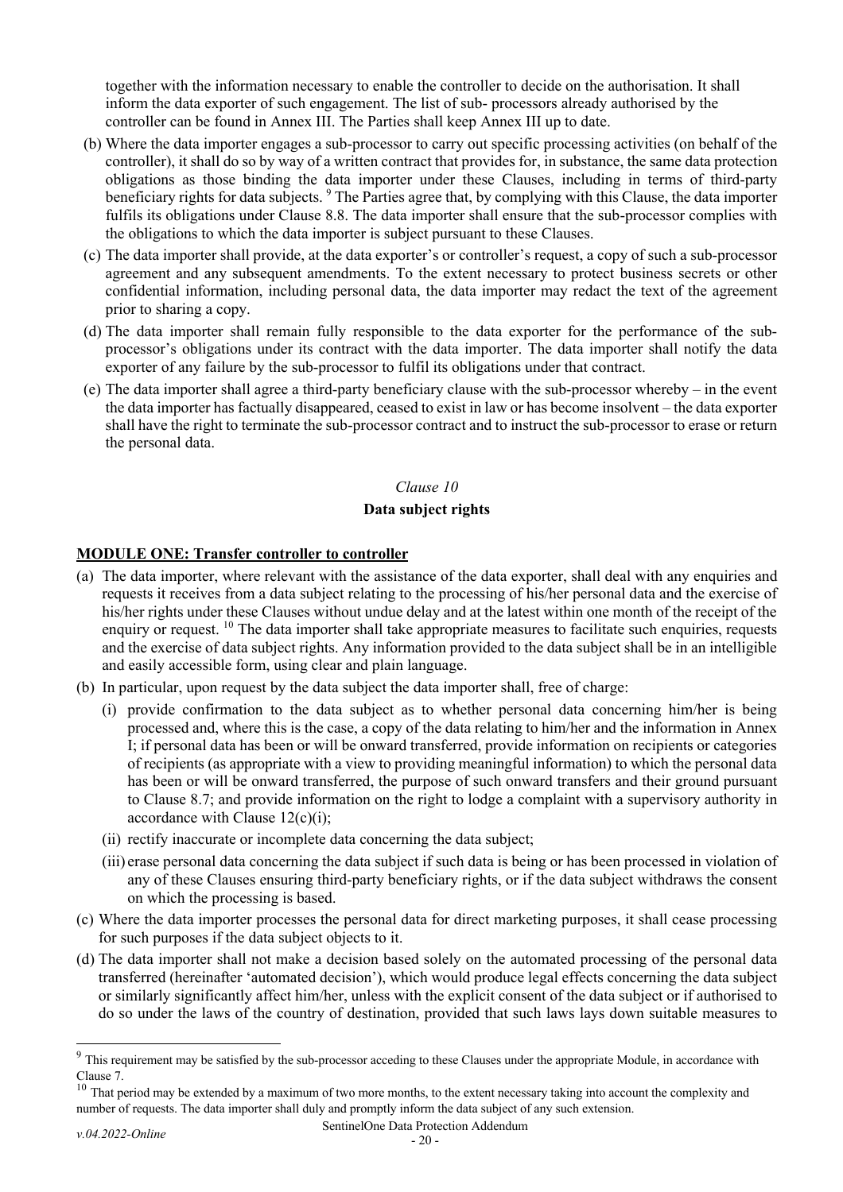together with the information necessary to enable the controller to decide on the authorisation. It shall inform the data exporter of such engagement. The list of sub- processors already authorised by the controller can be found in Annex III. The Parties shall keep Annex III up to date.

(b) Where the data importer engages a sub-processor to carry out specific processing activities (on behalf of the controller), it shall do so by way of a written contract that provides for, in substance, the same data protection obligations as those binding the data importer under these Clauses, including in terms of third-party beneficiary rights for data subjects. [9] The Parties agree that, by complying with this Clause, the data importer fulfils its obligations under Clause 8.8. The data importer shall ensure that the sub-processor complies with the obligations to which the data importer is subject pursuant to these Clauses.

(c) The data importer shall provide, at the data exporter's or controller's request, a copy of such a sub-processor agreement and any subsequent amendments. To the extent necessary to protect business secrets or other confidential information, including personal data, the data importer may redact the text of the agreement prior to sharing a copy.

(d) The data importer shall remain fully responsible to the data exporter for the performance of the sub-processor's obligations under its contract with the data importer. The data importer shall notify the data exporter of any failure by the sub-processor to fulfil its obligations under that contract.

(e) The data importer shall agree a third-party beneficiary clause with the sub-processor whereby – in the event the data importer has factually disappeared, ceased to exist in law or has become insolvent – the data exporter shall have the right to terminate the sub-processor contract and to instruct the sub-processor to erase or return the personal data.

*Clause 10*

**Data subject rights**

**MODULE ONE: Transfer controller to controller**

(a) The data importer, where relevant with the assistance of the data exporter, shall deal with any enquiries and requests it receives from a data subject relating to the processing of his/her personal data and the exercise of his/her rights under these Clauses without undue delay and at the latest within one month of the receipt of the enquiry or request. [10] The data importer shall take appropriate measures to facilitate such enquiries, requests and the exercise of data subject rights. Any information provided to the data subject shall be in an intelligible and easily accessible form, using clear and plain language.

(b) In particular, upon request by the data subject the data importer shall, free of charge:

   (i) provide confirmation to the data subject as to whether personal data concerning him/her is being processed and, where this is the case, a copy of the data relating to him/her and the information in Annex I; if personal data has been or will be onward transferred, provide information on recipients or categories of recipients (as appropriate with a view to providing meaningful information) to which the personal data has been or will be onward transferred, the purpose of such onward transfers and their ground pursuant to Clause 8.7; and provide information on the right to lodge a complaint with a supervisory authority in accordance with Clause 12(c)(i);

   (ii) rectify inaccurate or incomplete data concerning the data subject;

   (iii) erase personal data concerning the data subject if such data is being or has been processed in violation of any of these Clauses ensuring third-party beneficiary rights, or if the data subject withdraws the consent on which the processing is based.

(c) Where the data importer processes the personal data for direct marketing purposes, it shall cease processing for such purposes if the data subject objects to it.

(d) The data importer shall not make a decision based solely on the automated processing of the personal data transferred (hereinafter 'automated decision'), which would produce legal effects concerning the data subject or similarly significantly affect him/her, unless with the explicit consent of the data subject or if authorised to do so under the laws of the country of destination, provided that such laws lays down suitable measures to

---

[9] This requirement may be satisfied by the sub-processor acceding to these Clauses under the appropriate Module, in accordance with Clause 7.

[10] That period may be extended by a maximum of two more months, to the extent necessary taking into account the complexity and number of requests. The data importer shall duly and promptly inform the data subject of any such extension.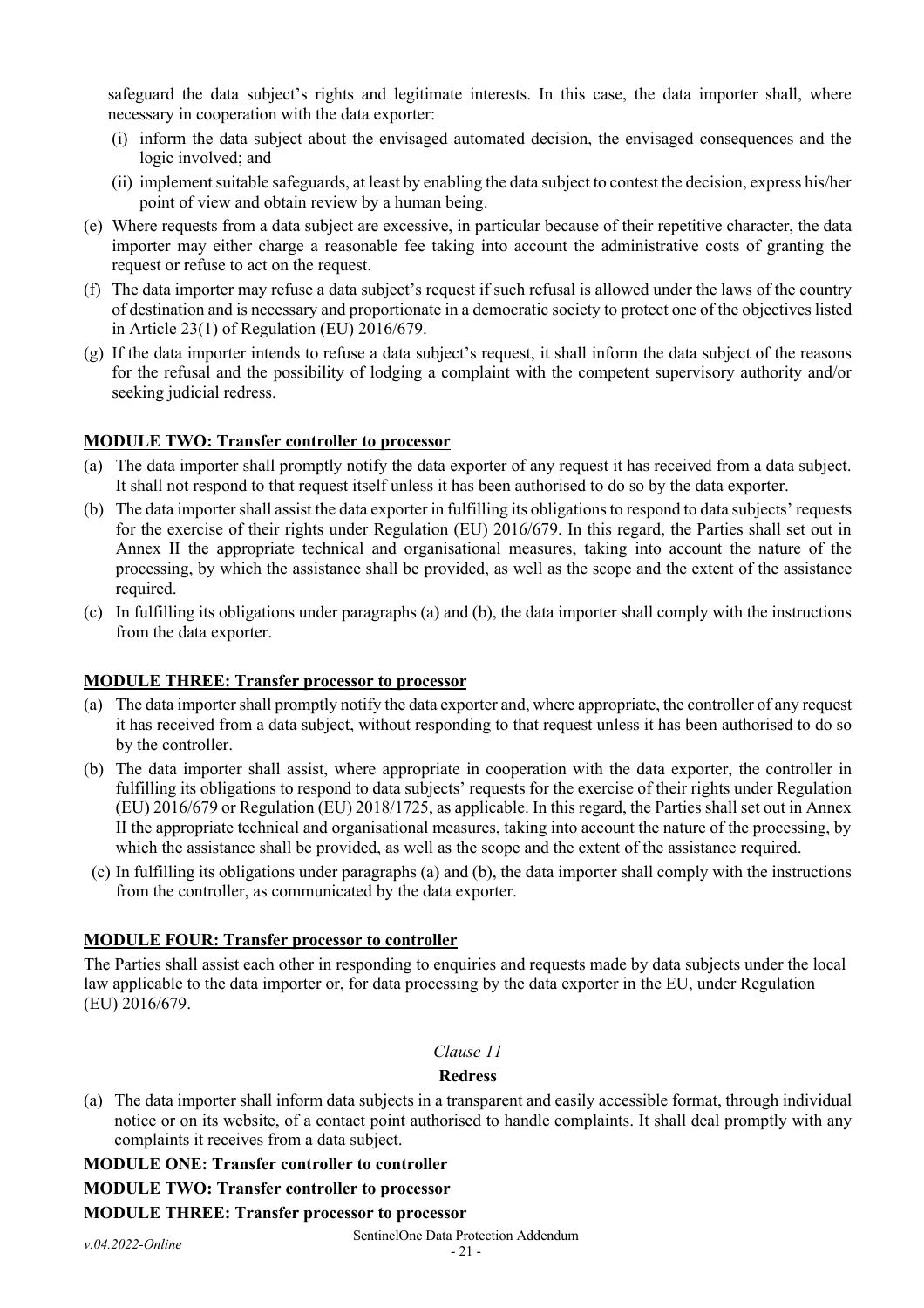safeguard the data subject's rights and legitimate interests. In this case, the data importer shall, where necessary in cooperation with the data exporter:

(i) inform the data subject about the envisaged automated decision, the envisaged consequences and the logic involved; and

(ii) implement suitable safeguards, at least by enabling the data subject to contest the decision, express his/her point of view and obtain review by a human being.

(e) Where requests from a data subject are excessive, in particular because of their repetitive character, the data importer may either charge a reasonable fee taking into account the administrative costs of granting the request or refuse to act on the request.

(f) The data importer may refuse a data subject's request if such refusal is allowed under the laws of the country of destination and is necessary and proportionate in a democratic society to protect one of the objectives listed in Article 23(1) of Regulation (EU) 2016/679.

(g) If the data importer intends to refuse a data subject's request, it shall inform the data subject of the reasons for the refusal and the possibility of lodging a complaint with the competent supervisory authority and/or seeking judicial redress.

**MODULE TWO: Transfer controller to processor**

(a) The data importer shall promptly notify the data exporter of any request it has received from a data subject. It shall not respond to that request itself unless it has been authorised to do so by the data exporter.

(b) The data importer shall assist the data exporter in fulfilling its obligations to respond to data subjects' requests for the exercise of their rights under Regulation (EU) 2016/679. In this regard, the Parties shall set out in Annex II the appropriate technical and organisational measures, taking into account the nature of the processing, by which the assistance shall be provided, as well as the scope and the extent of the assistance required.

(c) In fulfilling its obligations under paragraphs (a) and (b), the data importer shall comply with the instructions from the data exporter.

**MODULE THREE: Transfer processor to processor**

(a) The data importer shall promptly notify the data exporter and, where appropriate, the controller of any request it has received from a data subject, without responding to that request unless it has been authorised to do so by the controller.

(b) The data importer shall assist, where appropriate in cooperation with the data exporter, the controller in fulfilling its obligations to respond to data subjects' requests for the exercise of their rights under Regulation (EU) 2016/679 or Regulation (EU) 2018/1725, as applicable. In this regard, the Parties shall set out in Annex II the appropriate technical and organisational measures, taking into account the nature of the processing, by which the assistance shall be provided, as well as the scope and the extent of the assistance required.

(c) In fulfilling its obligations under paragraphs (a) and (b), the data importer shall comply with the instructions from the controller, as communicated by the data exporter.

**MODULE FOUR: Transfer processor to controller**

The Parties shall assist each other in responding to enquiries and requests made by data subjects under the local law applicable to the data importer or, for data processing by the data exporter in the EU, under Regulation (EU) 2016/679.

*Clause 11*

**Redress**

(a) The data importer shall inform data subjects in a transparent and easily accessible format, through individual notice or on its website, of a contact point authorised to handle complaints. It shall deal promptly with any complaints it receives from a data subject.

**MODULE ONE: Transfer controller to controller**

**MODULE TWO: Transfer controller to processor**

**MODULE THREE: Transfer processor to processor**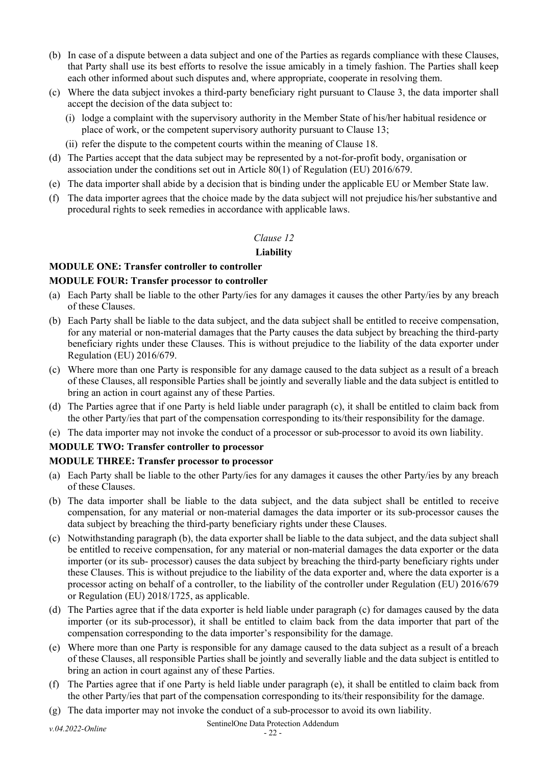(b) In case of a dispute between a data subject and one of the Parties as regards compliance with these Clauses, that Party shall use its best efforts to resolve the issue amicably in a timely fashion. The Parties shall keep each other informed about such disputes and, where appropriate, cooperate in resolving them.

(c) Where the data subject invokes a third-party beneficiary right pursuant to Clause 3, the data importer shall accept the decision of the data subject to:

   (i) lodge a complaint with the supervisory authority in the Member State of his/her habitual residence or place of work, or the competent supervisory authority pursuant to Clause 13;

   (ii) refer the dispute to the competent courts within the meaning of Clause 18.

(d) The Parties accept that the data subject may be represented by a not-for-profit body, organisation or association under the conditions set out in Article 80(1) of Regulation (EU) 2016/679.

(e) The data importer shall abide by a decision that is binding under the applicable EU or Member State law.

(f) The data importer agrees that the choice made by the data subject will not prejudice his/her substantive and procedural rights to seek remedies in accordance with applicable laws.

*Clause 12*

**Liability**

**MODULE ONE: Transfer controller to controller**

**MODULE FOUR: Transfer processor to controller**

(a) Each Party shall be liable to the other Party/ies for any damages it causes the other Party/ies by any breach of these Clauses.

(b) Each Party shall be liable to the data subject, and the data subject shall be entitled to receive compensation, for any material or non-material damages that the Party causes the data subject by breaching the third-party beneficiary rights under these Clauses. This is without prejudice to the liability of the data exporter under Regulation (EU) 2016/679.

(c) Where more than one Party is responsible for any damage caused to the data subject as a result of a breach of these Clauses, all responsible Parties shall be jointly and severally liable and the data subject is entitled to bring an action in court against any of these Parties.

(d) The Parties agree that if one Party is held liable under paragraph (c), it shall be entitled to claim back from the other Party/ies that part of the compensation corresponding to its/their responsibility for the damage.

(e) The data importer may not invoke the conduct of a processor or sub-processor to avoid its own liability.

**MODULE TWO: Transfer controller to processor**

**MODULE THREE: Transfer processor to processor**

(a) Each Party shall be liable to the other Party/ies for any damages it causes the other Party/ies by any breach of these Clauses.

(b) The data importer shall be liable to the data subject, and the data subject shall be entitled to receive compensation, for any material or non-material damages the data importer or its sub-processor causes the data subject by breaching the third-party beneficiary rights under these Clauses.

(c) Notwithstanding paragraph (b), the data exporter shall be liable to the data subject, and the data subject shall be entitled to receive compensation, for any material or non-material damages the data exporter or the data importer (or its sub- processor) causes the data subject by breaching the third-party beneficiary rights under these Clauses. This is without prejudice to the liability of the data exporter and, where the data exporter is a processor acting on behalf of a controller, to the liability of the controller under Regulation (EU) 2016/679 or Regulation (EU) 2018/1725, as applicable.

(d) The Parties agree that if the data exporter is held liable under paragraph (c) for damages caused by the data importer (or its sub-processor), it shall be entitled to claim back from the data importer that part of the compensation corresponding to the data importer's responsibility for the damage.

(e) Where more than one Party is responsible for any damage caused to the data subject as a result of a breach of these Clauses, all responsible Parties shall be jointly and severally liable and the data subject is entitled to bring an action in court against any of these Parties.

(f) The Parties agree that if one Party is held liable under paragraph (e), it shall be entitled to claim back from the other Party/ies that part of the compensation corresponding to its/their responsibility for the damage.

(g) The data importer may not invoke the conduct of a sub-processor to avoid its own liability.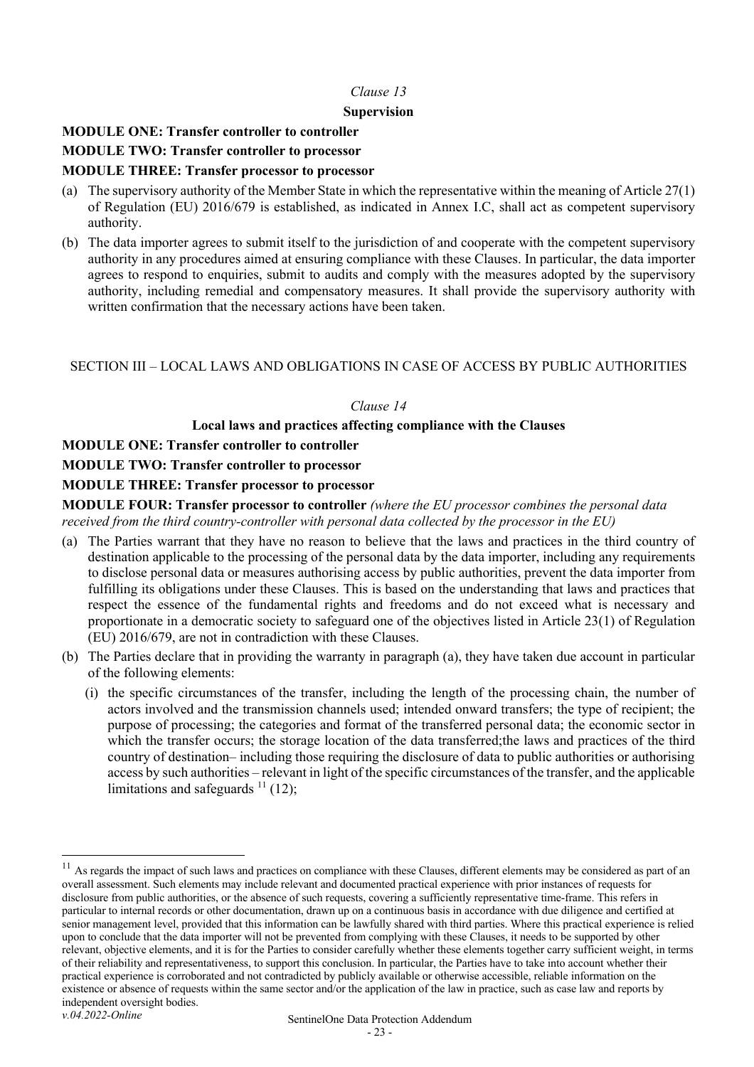*Clause 13*

**Supervision**

**MODULE ONE: Transfer controller to controller**

**MODULE TWO: Transfer controller to processor**

**MODULE THREE: Transfer processor to processor**

(a) The supervisory authority of the Member State in which the representative within the meaning of Article 27(1) of Regulation (EU) 2016/679 is established, as indicated in Annex I.C, shall act as competent supervisory authority.

(b) The data importer agrees to submit itself to the jurisdiction of and cooperate with the competent supervisory authority in any procedures aimed at ensuring compliance with these Clauses. In particular, the data importer agrees to respond to enquiries, submit to audits and comply with the measures adopted by the supervisory authority, including remedial and compensatory measures. It shall provide the supervisory authority with written confirmation that the necessary actions have been taken.

SECTION III – LOCAL LAWS AND OBLIGATIONS IN CASE OF ACCESS BY PUBLIC AUTHORITIES

*Clause 14*

**Local laws and practices affecting compliance with the Clauses**

**MODULE ONE: Transfer controller to controller**

**MODULE TWO: Transfer controller to processor**

**MODULE THREE: Transfer processor to processor**

**MODULE FOUR: Transfer processor to controller** *(where the EU processor combines the personal data received from the third country-controller with personal data collected by the processor in the EU)*

(a) The Parties warrant that they have no reason to believe that the laws and practices in the third country of destination applicable to the processing of the personal data by the data importer, including any requirements to disclose personal data or measures authorising access by public authorities, prevent the data importer from fulfilling its obligations under these Clauses. This is based on the understanding that laws and practices that respect the essence of the fundamental rights and freedoms and do not exceed what is necessary and proportionate in a democratic society to safeguard one of the objectives listed in Article 23(1) of Regulation (EU) 2016/679, are not in contradiction with these Clauses.

(b) The Parties declare that in providing the warranty in paragraph (a), they have taken due account in particular of the following elements:

   (i) the specific circumstances of the transfer, including the length of the processing chain, the number of actors involved and the transmission channels used; intended onward transfers; the type of recipient; the purpose of processing; the categories and format of the transferred personal data; the economic sector in which the transfer occurs; the storage location of the data transferred;the laws and practices of the third country of destination– including those requiring the disclosure of data to public authorities or authorising access by such authorities – relevant in light of the specific circumstances of the transfer, and the applicable limitations and safeguards [11] (12);

---

[11] As regards the impact of such laws and practices on compliance with these Clauses, different elements may be considered as part of an overall assessment. Such elements may include relevant and documented practical experience with prior instances of requests for disclosure from public authorities, or the absence of such requests, covering a sufficiently representative time-frame. This refers in particular to internal records or other documentation, drawn up on a continuous basis in accordance with due diligence and certified at senior management level, provided that this information can be lawfully shared with third parties. Where this practical experience is relied upon to conclude that the data importer will not be prevented from complying with these Clauses, it needs to be supported by other relevant, objective elements, and it is for the Parties to consider carefully whether these elements together carry sufficient weight, in terms of their reliability and representativeness, to support this conclusion. In particular, the Parties have to take into account whether their practical experience is corroborated and not contradicted by publicly available or otherwise accessible, reliable information on the existence or absence of requests within the same sector and/or the application of the law in practice, such as case law and reports by independent oversight bodies.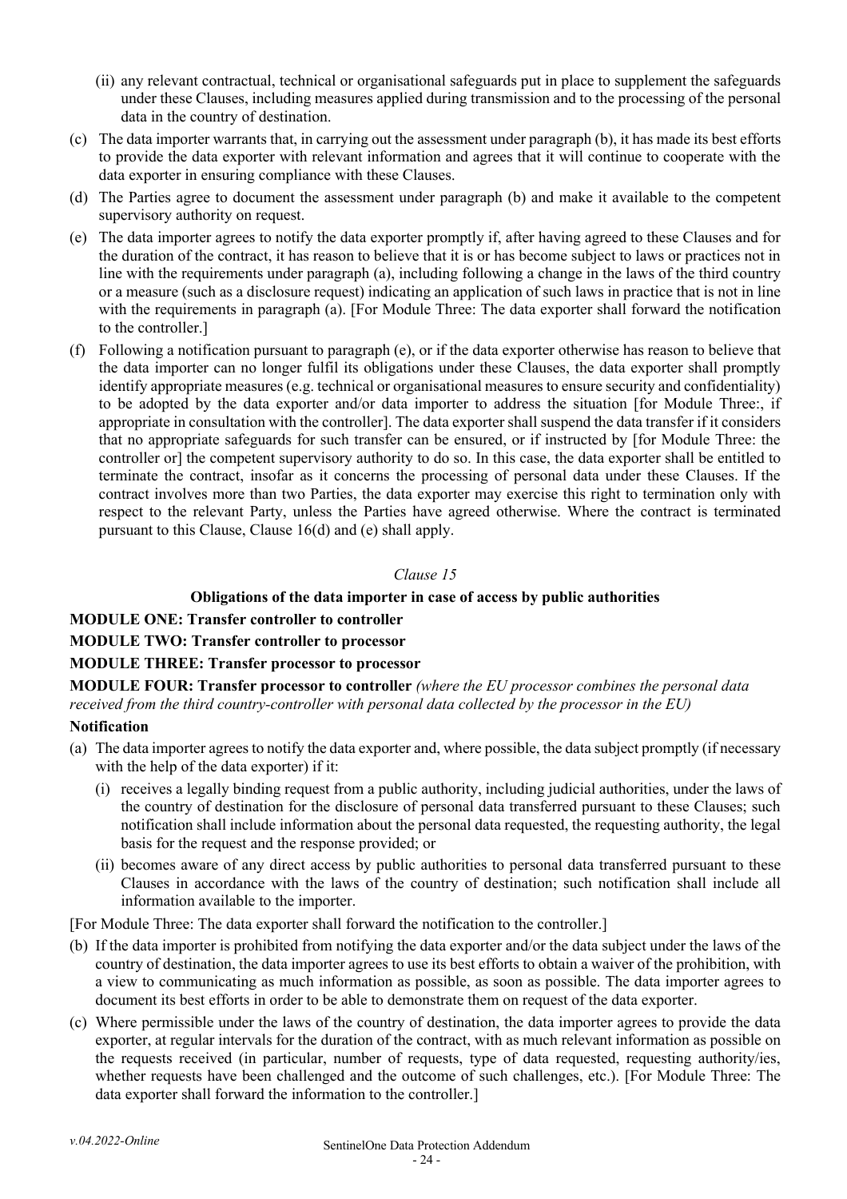(ii) any relevant contractual, technical or organisational safeguards put in place to supplement the safeguards under these Clauses, including measures applied during transmission and to the processing of the personal data in the country of destination.

(c) The data importer warrants that, in carrying out the assessment under paragraph (b), it has made its best efforts to provide the data exporter with relevant information and agrees that it will continue to cooperate with the data exporter in ensuring compliance with these Clauses.

(d) The Parties agree to document the assessment under paragraph (b) and make it available to the competent supervisory authority on request.

(e) The data importer agrees to notify the data exporter promptly if, after having agreed to these Clauses and for the duration of the contract, it has reason to believe that it is or has become subject to laws or practices not in line with the requirements under paragraph (a), including following a change in the laws of the third country or a measure (such as a disclosure request) indicating an application of such laws in practice that is not in line with the requirements in paragraph (a). [For Module Three: The data exporter shall forward the notification to the controller.]

(f) Following a notification pursuant to paragraph (e), or if the data exporter otherwise has reason to believe that the data importer can no longer fulfil its obligations under these Clauses, the data exporter shall promptly identify appropriate measures (e.g. technical or organisational measures to ensure security and confidentiality) to be adopted by the data exporter and/or data importer to address the situation [for Module Three:, if appropriate in consultation with the controller]. The data exporter shall suspend the data transfer if it considers that no appropriate safeguards for such transfer can be ensured, or if instructed by [for Module Three: the controller or] the competent supervisory authority to do so. In this case, the data exporter shall be entitled to terminate the contract, insofar as it concerns the processing of personal data under these Clauses. If the contract involves more than two Parties, the data exporter may exercise this right to termination only with respect to the relevant Party, unless the Parties have agreed otherwise. Where the contract is terminated pursuant to this Clause, Clause 16(d) and (e) shall apply.

*Clause 15*

**Obligations of the data importer in case of access by public authorities**

**MODULE ONE: Transfer controller to controller**

**MODULE TWO: Transfer controller to processor**

**MODULE THREE: Transfer processor to processor**

**MODULE FOUR: Transfer processor to controller** *(where the EU processor combines the personal data received from the third country-controller with personal data collected by the processor in the EU)*

**Notification**

(a) The data importer agrees to notify the data exporter and, where possible, the data subject promptly (if necessary with the help of the data exporter) if it:

   (i) receives a legally binding request from a public authority, including judicial authorities, under the laws of the country of destination for the disclosure of personal data transferred pursuant to these Clauses; such notification shall include information about the personal data requested, the requesting authority, the legal basis for the request and the response provided; or

   (ii) becomes aware of any direct access by public authorities to personal data transferred pursuant to these Clauses in accordance with the laws of the country of destination; such notification shall include all information available to the importer.

[For Module Three: The data exporter shall forward the notification to the controller.]

(b) If the data importer is prohibited from notifying the data exporter and/or the data subject under the laws of the country of destination, the data importer agrees to use its best efforts to obtain a waiver of the prohibition, with a view to communicating as much information as possible, as soon as possible. The data importer agrees to document its best efforts in order to be able to demonstrate them on request of the data exporter.

(c) Where permissible under the laws of the country of destination, the data importer agrees to provide the data exporter, at regular intervals for the duration of the contract, with as much relevant information as possible on the requests received (in particular, number of requests, type of data requested, requesting authority/ies, whether requests have been challenged and the outcome of such challenges, etc.). [For Module Three: The data exporter shall forward the information to the controller.]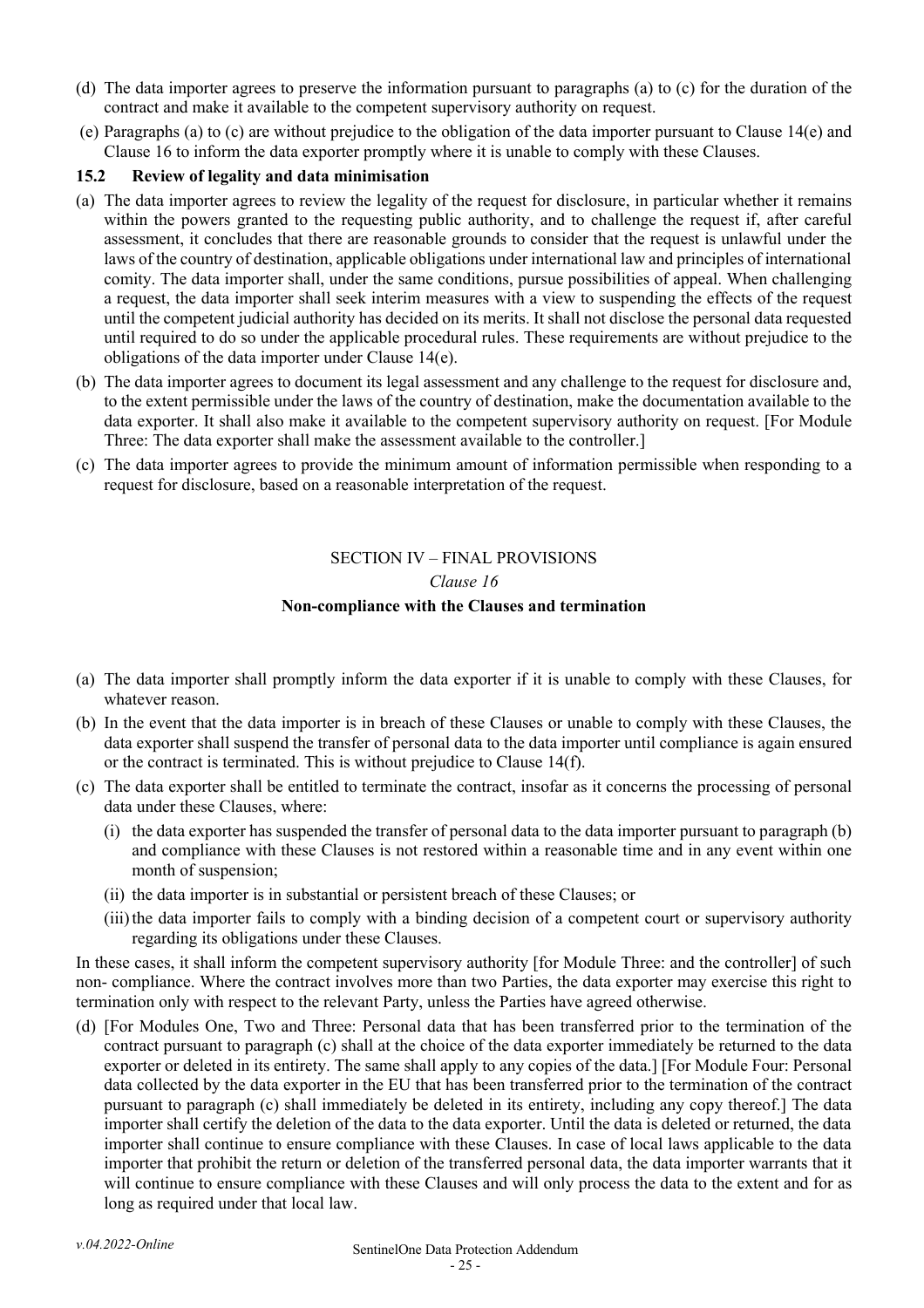(d) The data importer agrees to preserve the information pursuant to paragraphs (a) to (c) for the duration of the contract and make it available to the competent supervisory authority on request.

(e) Paragraphs (a) to (c) are without prejudice to the obligation of the data importer pursuant to Clause 14(e) and Clause 16 to inform the data exporter promptly where it is unable to comply with these Clauses.

**15.2 Review of legality and data minimisation**

(a) The data importer agrees to review the legality of the request for disclosure, in particular whether it remains within the powers granted to the requesting public authority, and to challenge the request if, after careful assessment, it concludes that there are reasonable grounds to consider that the request is unlawful under the laws of the country of destination, applicable obligations under international law and principles of international comity. The data importer shall, under the same conditions, pursue possibilities of appeal. When challenging a request, the data importer shall seek interim measures with a view to suspending the effects of the request until the competent judicial authority has decided on its merits. It shall not disclose the personal data requested until required to do so under the applicable procedural rules. These requirements are without prejudice to the obligations of the data importer under Clause 14(e).

(b) The data importer agrees to document its legal assessment and any challenge to the request for disclosure and, to the extent permissible under the laws of the country of destination, make the documentation available to the data exporter. It shall also make it available to the competent supervisory authority on request. [For Module Three: The data exporter shall make the assessment available to the controller.]

(c) The data importer agrees to provide the minimum amount of information permissible when responding to a request for disclosure, based on a reasonable interpretation of the request.

SECTION IV – FINAL PROVISIONS

*Clause 16*

**Non-compliance with the Clauses and termination**

(a) The data importer shall promptly inform the data exporter if it is unable to comply with these Clauses, for whatever reason.

(b) In the event that the data importer is in breach of these Clauses or unable to comply with these Clauses, the data exporter shall suspend the transfer of personal data to the data importer until compliance is again ensured or the contract is terminated. This is without prejudice to Clause 14(f).

(c) The data exporter shall be entitled to terminate the contract, insofar as it concerns the processing of personal data under these Clauses, where:

   (i) the data exporter has suspended the transfer of personal data to the data importer pursuant to paragraph (b) and compliance with these Clauses is not restored within a reasonable time and in any event within one month of suspension;

   (ii) the data importer is in substantial or persistent breach of these Clauses; or

   (iii) the data importer fails to comply with a binding decision of a competent court or supervisory authority regarding its obligations under these Clauses.

In these cases, it shall inform the competent supervisory authority [for Module Three: and the controller] of such non- compliance. Where the contract involves more than two Parties, the data exporter may exercise this right to termination only with respect to the relevant Party, unless the Parties have agreed otherwise.

(d) [For Modules One, Two and Three: Personal data that has been transferred prior to the termination of the contract pursuant to paragraph (c) shall at the choice of the data exporter immediately be returned to the data exporter or deleted in its entirety. The same shall apply to any copies of the data.] [For Module Four: Personal data collected by the data exporter in the EU that has been transferred prior to the termination of the contract pursuant to paragraph (c) shall immediately be deleted in its entirety, including any copy thereof.] The data importer shall certify the deletion of the data to the data exporter. Until the data is deleted or returned, the data importer shall continue to ensure compliance with these Clauses. In case of local laws applicable to the data importer that prohibit the return or deletion of the transferred personal data, the data importer warrants that it will continue to ensure compliance with these Clauses and will only process the data to the extent and for as long as required under that local law.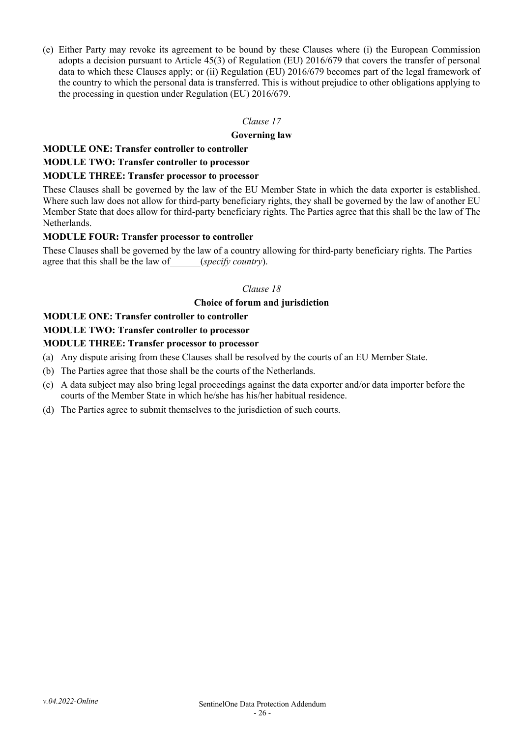(e) Either Party may revoke its agreement to be bound by these Clauses where (i) the European Commission adopts a decision pursuant to Article 45(3) of Regulation (EU) 2016/679 that covers the transfer of personal data to which these Clauses apply; or (ii) Regulation (EU) 2016/679 becomes part of the legal framework of the country to which the personal data is transferred. This is without prejudice to other obligations applying to the processing in question under Regulation (EU) 2016/679.

*Clause 17*

**Governing law**

**MODULE ONE: Transfer controller to controller**

**MODULE TWO: Transfer controller to processor**

**MODULE THREE: Transfer processor to processor**

These Clauses shall be governed by the law of the EU Member State in which the data exporter is established. Where such law does not allow for third-party beneficiary rights, they shall be governed by the law of another EU Member State that does allow for third-party beneficiary rights. The Parties agree that this shall be the law of The Netherlands.

**MODULE FOUR: Transfer processor to controller**

These Clauses shall be governed by the law of a country allowing for third-party beneficiary rights. The Parties agree that this shall be the law of ______ (*specify country*).

*Clause 18*

**Choice of forum and jurisdiction**

**MODULE ONE: Transfer controller to controller**

**MODULE TWO: Transfer controller to processor**

**MODULE THREE: Transfer processor to processor**

(a) Any dispute arising from these Clauses shall be resolved by the courts of an EU Member State.

(b) The Parties agree that those shall be the courts of the Netherlands.

(c) A data subject may also bring legal proceedings against the data exporter and/or data importer before the courts of the Member State in which he/she has his/her habitual residence.

(d) The Parties agree to submit themselves to the jurisdiction of such courts.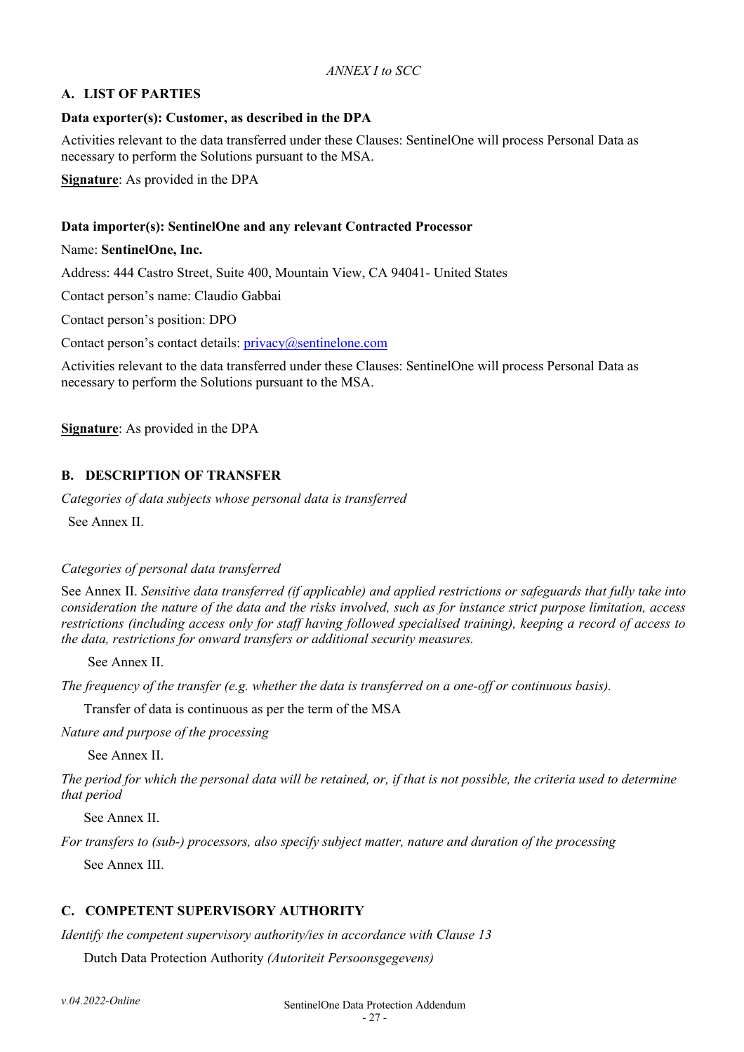*ANNEX I to SCC*

## A. LIST OF PARTIES

**Data exporter(s): Customer, as described in the DPA**

Activities relevant to the data transferred under these Clauses: SentinelOne will process Personal Data as necessary to perform the Solutions pursuant to the MSA.

**Signature**: As provided in the DPA

**Data importer(s): SentinelOne and any relevant Contracted Processor**

Name: **SentinelOne, Inc.**

Address: 444 Castro Street, Suite 400, Mountain View, CA 94041- United States

Contact person's name: Claudio Gabbai

Contact person's position: DPO

Contact person's contact details: privacy@sentinelone.com

Activities relevant to the data transferred under these Clauses: SentinelOne will process Personal Data as necessary to perform the Solutions pursuant to the MSA.

**Signature**: As provided in the DPA

## B. DESCRIPTION OF TRANSFER

*Categories of data subjects whose personal data is transferred*

See Annex II.

*Categories of personal data transferred*

See Annex II. *Sensitive data transferred (if applicable) and applied restrictions or safeguards that fully take into consideration the nature of the data and the risks involved, such as for instance strict purpose limitation, access restrictions (including access only for staff having followed specialised training), keeping a record of access to the data, restrictions for onward transfers or additional security measures.*

See Annex II.

*The frequency of the transfer (e.g. whether the data is transferred on a one-off or continuous basis).*

Transfer of data is continuous as per the term of the MSA

*Nature and purpose of the processing*

See Annex II.

*The period for which the personal data will be retained, or, if that is not possible, the criteria used to determine that period*

See Annex II.

*For transfers to (sub-) processors, also specify subject matter, nature and duration of the processing*

See Annex III.

## C. COMPETENT SUPERVISORY AUTHORITY

*Identify the competent supervisory authority/ies in accordance with Clause 13*

Dutch Data Protection Authority *(Autoriteit Persoonsgegevens)*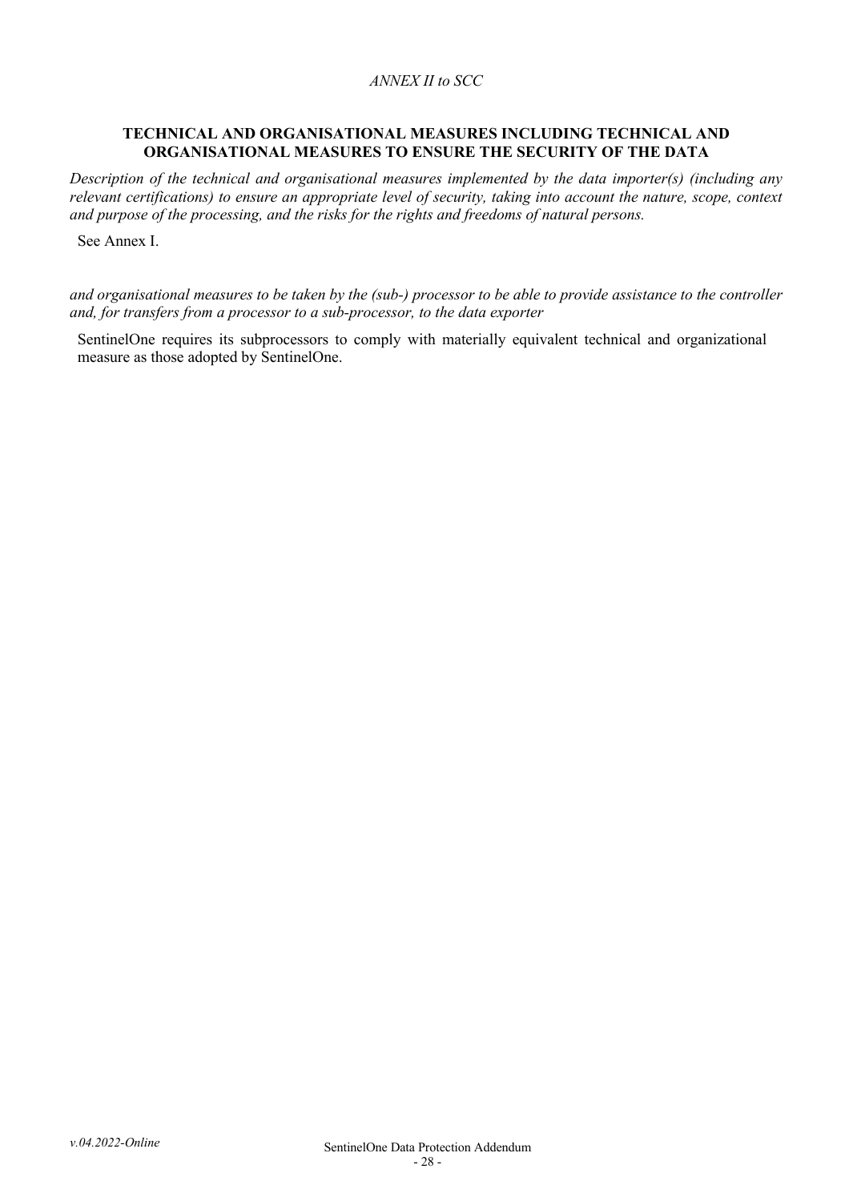*ANNEX II to SCC*

**TECHNICAL AND ORGANISATIONAL MEASURES INCLUDING TECHNICAL AND ORGANISATIONAL MEASURES TO ENSURE THE SECURITY OF THE DATA**

*Description of the technical and organisational measures implemented by the data importer(s) (including any relevant certifications) to ensure an appropriate level of security, taking into account the nature, scope, context and purpose of the processing, and the risks for the rights and freedoms of natural persons.*

See Annex I.

*and organisational measures to be taken by the (sub-) processor to be able to provide assistance to the controller and, for transfers from a processor to a sub-processor, to the data exporter*

SentinelOne requires its subprocessors to comply with materially equivalent technical and organizational measure as those adopted by SentinelOne.